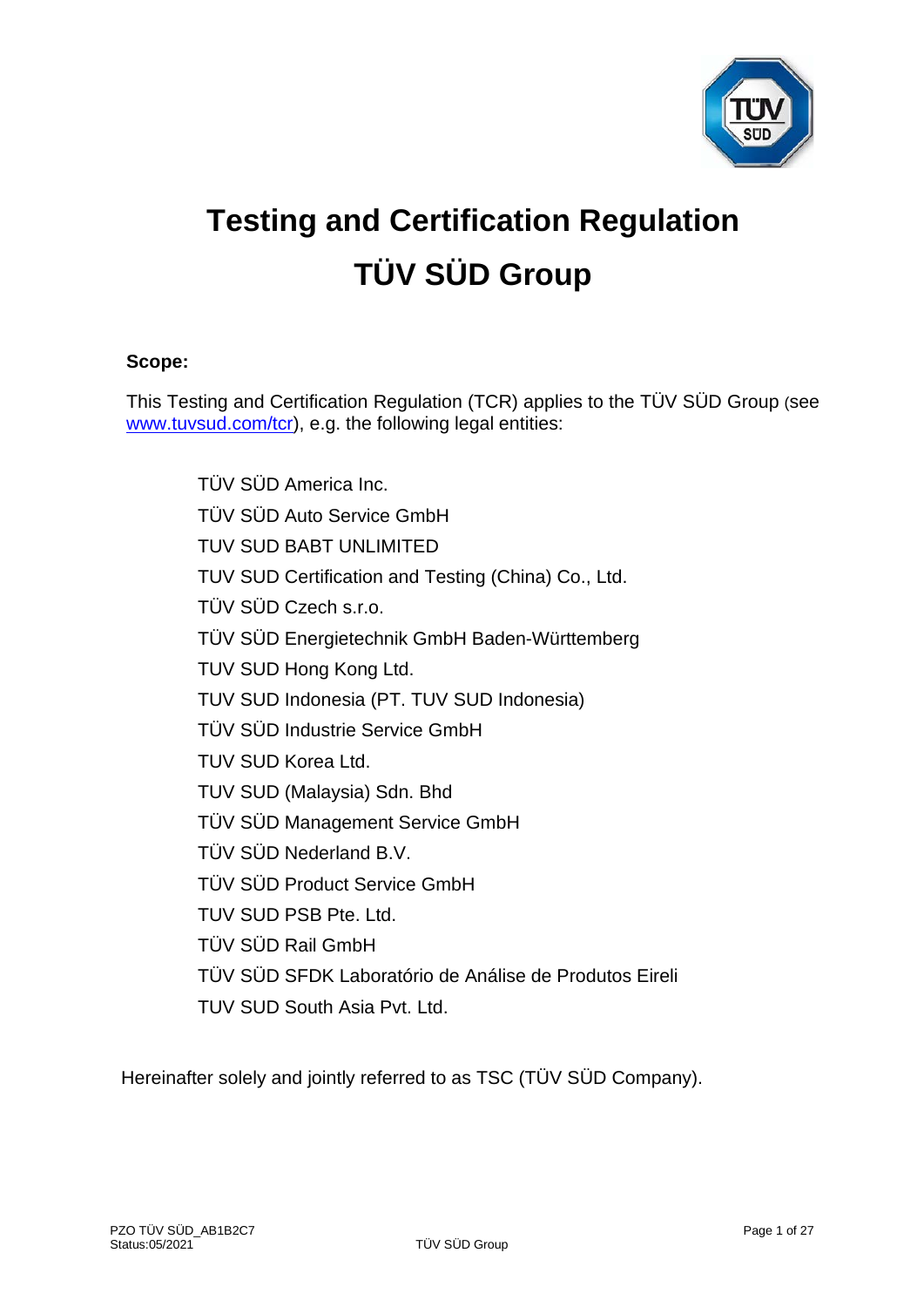# Testing and Certification Regulation

# TÜV SÜD Group

**Scope:**

This Testing and Certification Regulation (TCR) applies to the TÜV SÜD Group (see www.tuvsud.com/tcr), e.g. the following legal entities:

TÜV SÜD America Inc.
TÜV SÜD Auto Service GmbH
TUV SUD BABT UNLIMITED
TUV SUD Certification and Testing (China) Co., Ltd.
TÜV SÜD Czech s.r.o.
TÜV SÜD Energietechnik GmbH Baden-Württemberg
TUV SUD Hong Kong Ltd.
TUV SUD Indonesia (PT. TUV SUD Indonesia)
TÜV SÜD Industrie Service GmbH
TUV SUD Korea Ltd.
TUV SUD (Malaysia) Sdn. Bhd
TÜV SÜD Management Service GmbH
TÜV SÜD Nederland B.V.
TÜV SÜD Product Service GmbH
TUV SUD PSB Pte. Ltd.
TÜV SÜD Rail GmbH
TÜV SÜD SFDK Laboratório de Análise de Produtos Eireli
TUV SUD South Asia Pvt. Ltd.

Hereinafter solely and jointly referred to as TSC (TÜV SÜD Company).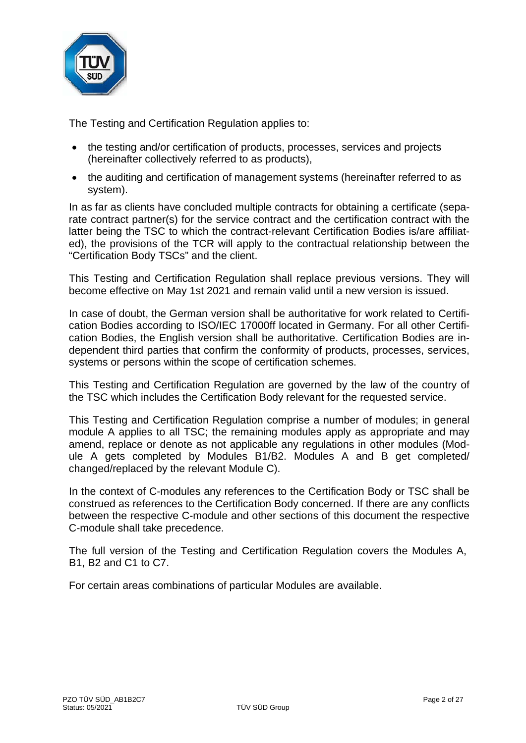The Testing and Certification Regulation applies to:

- the testing and/or certification of products, processes, services and projects (hereinafter collectively referred to as products),
- the auditing and certification of management systems (hereinafter referred to as system).

In as far as clients have concluded multiple contracts for obtaining a certificate (separate contract partner(s) for the service contract and the certification contract with the latter being the TSC to which the contract-relevant Certification Bodies is/are affiliated), the provisions of the TCR will apply to the contractual relationship between the "Certification Body TSCs" and the client.

This Testing and Certification Regulation shall replace previous versions. They will become effective on May 1st 2021 and remain valid until a new version is issued.

In case of doubt, the German version shall be authoritative for work related to Certification Bodies according to ISO/IEC 17000ff located in Germany. For all other Certification Bodies, the English version shall be authoritative. Certification Bodies are independent third parties that confirm the conformity of products, processes, services, systems or persons within the scope of certification schemes.

This Testing and Certification Regulation are governed by the law of the country of the TSC which includes the Certification Body relevant for the requested service.

This Testing and Certification Regulation comprise a number of modules; in general module A applies to all TSC; the remaining modules apply as appropriate and may amend, replace or denote as not applicable any regulations in other modules (Module A gets completed by Modules B1/B2. Modules A and B get completed/changed/replaced by the relevant Module C).

In the context of C-modules any references to the Certification Body or TSC shall be construed as references to the Certification Body concerned. If there are any conflicts between the respective C-module and other sections of this document the respective C-module shall take precedence.

The full version of the Testing and Certification Regulation covers the Modules A, B1, B2 and C1 to C7.

For certain areas combinations of particular Modules are available.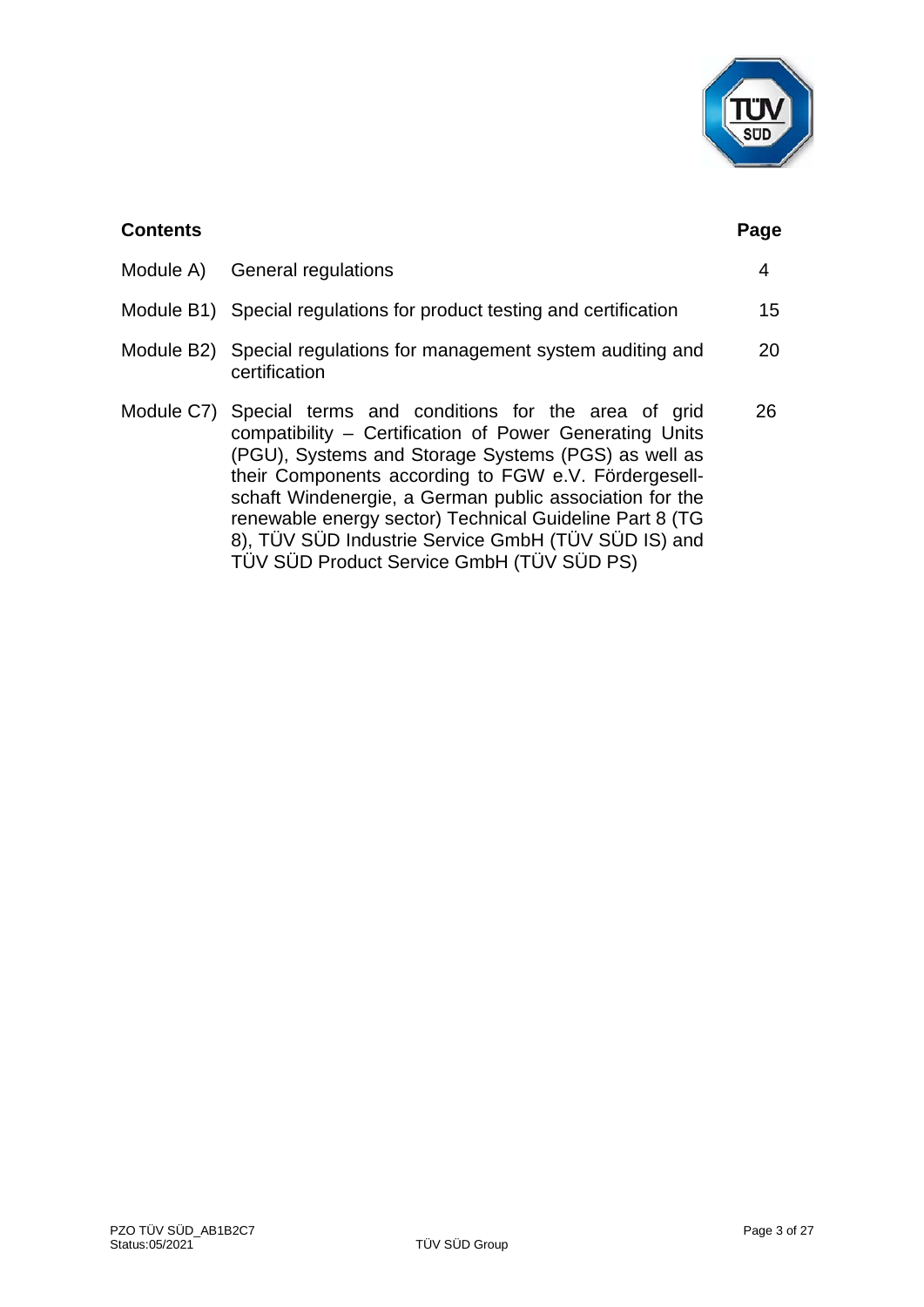| **Contents** | | **Page** |
|---|---|---|
| Module A) | General regulations | 4 |
| Module B1) | Special regulations for product testing and certification | 15 |
| Module B2) | Special regulations for management system auditing and certification | 20 |
| Module C7) | Special terms and conditions for the area of grid compatibility – Certification of Power Generating Units (PGU), Systems and Storage Systems (PGS) as well as their Components according to FGW e.V. Fördergesellschaft Windenergie, a German public association for the renewable energy sector) Technical Guideline Part 8 (TG 8), TÜV SÜD Industrie Service GmbH (TÜV SÜD IS) and TÜV SÜD Product Service GmbH (TÜV SÜD PS) | 26 |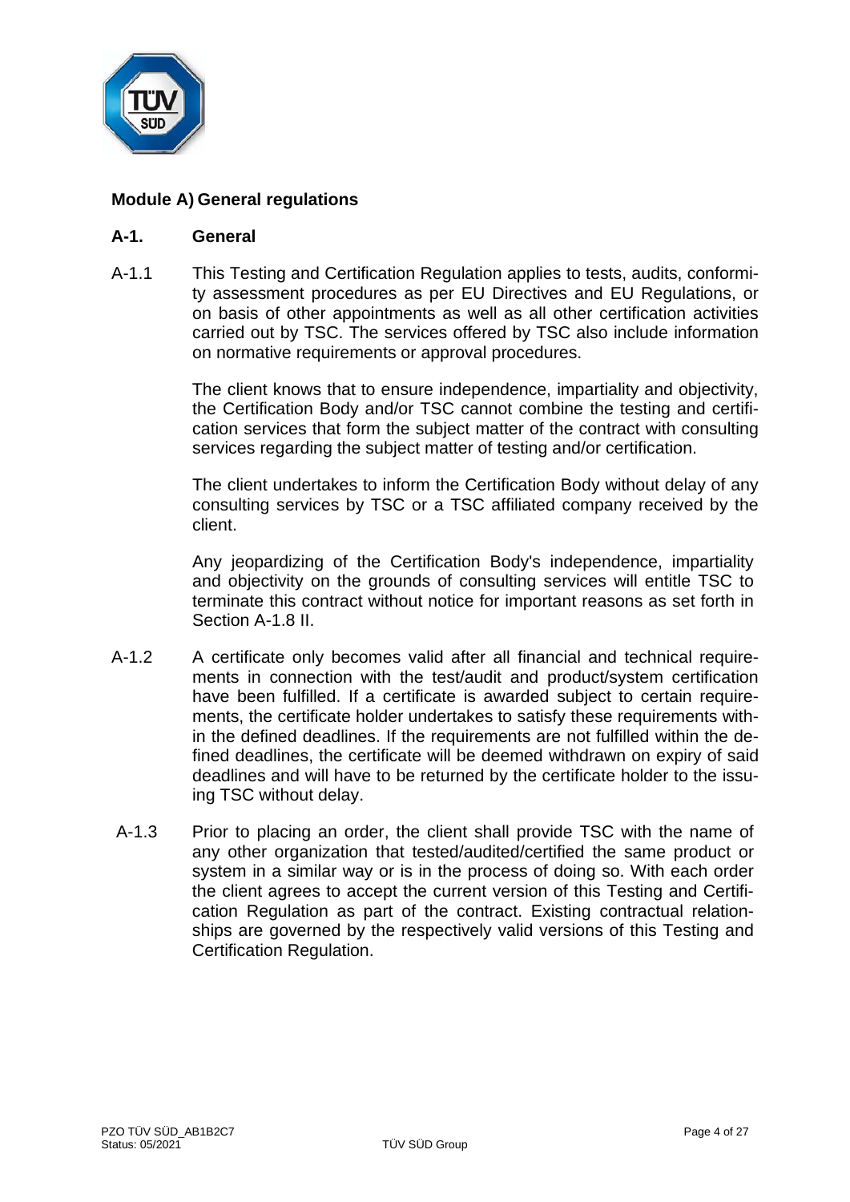## Module A) General regulations

### A-1. General

A-1.1 This Testing and Certification Regulation applies to tests, audits, conformity assessment procedures as per EU Directives and EU Regulations, or on basis of other appointments as well as all other certification activities carried out by TSC. The services offered by TSC also include information on normative requirements or approval procedures.

The client knows that to ensure independence, impartiality and objectivity, the Certification Body and/or TSC cannot combine the testing and certification services that form the subject matter of the contract with consulting services regarding the subject matter of testing and/or certification.

The client undertakes to inform the Certification Body without delay of any consulting services by TSC or a TSC affiliated company received by the client.

Any jeopardizing of the Certification Body's independence, impartiality and objectivity on the grounds of consulting services will entitle TSC to terminate this contract without notice for important reasons as set forth in Section A-1.8 II.

A-1.2 A certificate only becomes valid after all financial and technical requirements in connection with the test/audit and product/system certification have been fulfilled. If a certificate is awarded subject to certain requirements, the certificate holder undertakes to satisfy these requirements within the defined deadlines. If the requirements are not fulfilled within the defined deadlines, the certificate will be deemed withdrawn on expiry of said deadlines and will have to be returned by the certificate holder to the issuing TSC without delay.

A-1.3 Prior to placing an order, the client shall provide TSC with the name of any other organization that tested/audited/certified the same product or system in a similar way or is in the process of doing so. With each order the client agrees to accept the current version of this Testing and Certification Regulation as part of the contract. Existing contractual relationships are governed by the respectively valid versions of this Testing and Certification Regulation.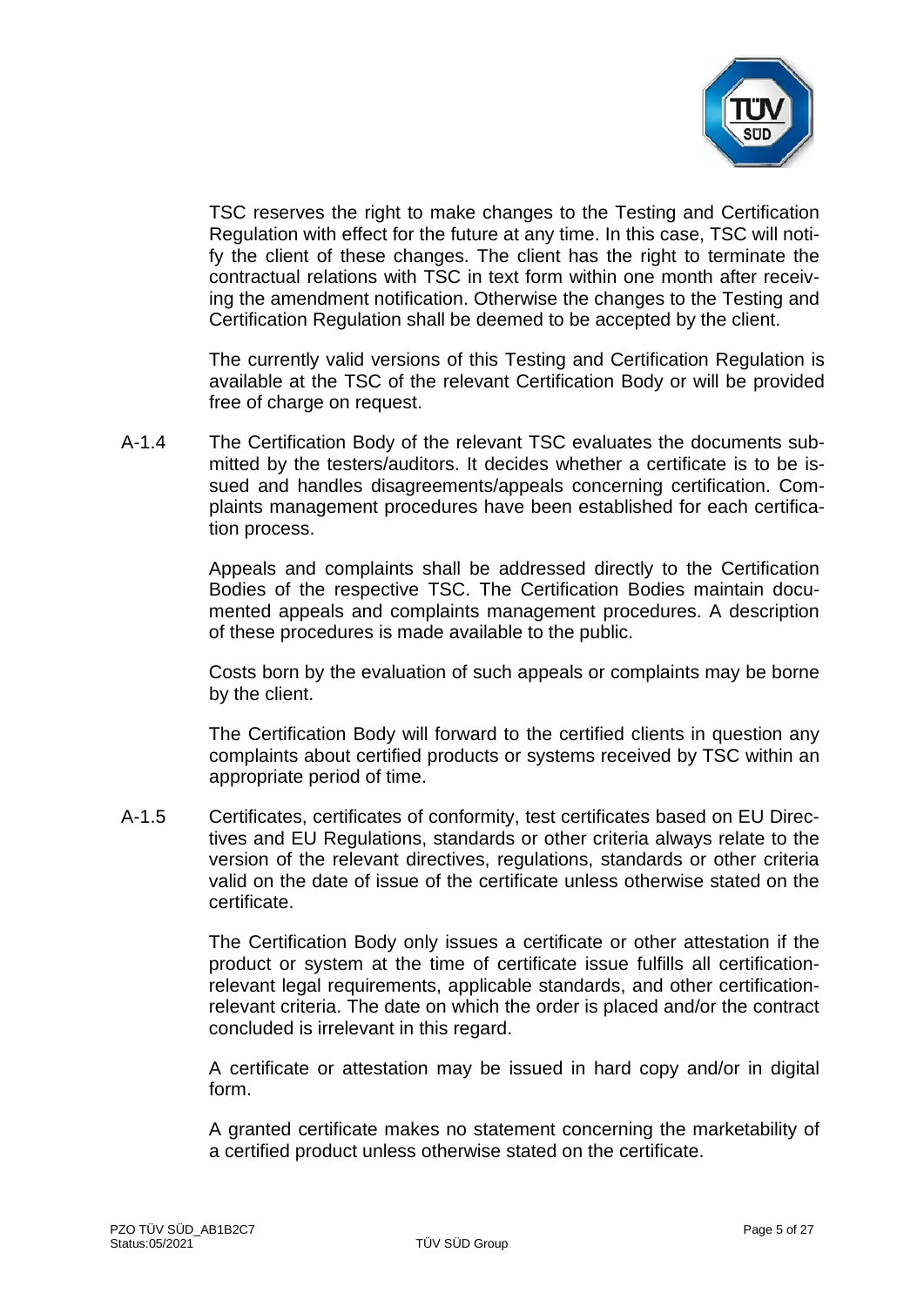TSC reserves the right to make changes to the Testing and Certification Regulation with effect for the future at any time. In this case, TSC will notify the client of these changes. The client has the right to terminate the contractual relations with TSC in text form within one month after receiving the amendment notification. Otherwise the changes to the Testing and Certification Regulation shall be deemed to be accepted by the client.

The currently valid versions of this Testing and Certification Regulation is available at the TSC of the relevant Certification Body or will be provided free of charge on request.

A-1.4 The Certification Body of the relevant TSC evaluates the documents submitted by the testers/auditors. It decides whether a certificate is to be issued and handles disagreements/appeals concerning certification. Complaints management procedures have been established for each certification process.

Appeals and complaints shall be addressed directly to the Certification Bodies of the respective TSC. The Certification Bodies maintain documented appeals and complaints management procedures. A description of these procedures is made available to the public.

Costs born by the evaluation of such appeals or complaints may be borne by the client.

The Certification Body will forward to the certified clients in question any complaints about certified products or systems received by TSC within an appropriate period of time.

A-1.5 Certificates, certificates of conformity, test certificates based on EU Directives and EU Regulations, standards or other criteria always relate to the version of the relevant directives, regulations, standards or other criteria valid on the date of issue of the certificate unless otherwise stated on the certificate.

The Certification Body only issues a certificate or other attestation if the product or system at the time of certificate issue fulfills all certification-relevant legal requirements, applicable standards, and other certification-relevant criteria. The date on which the order is placed and/or the contract concluded is irrelevant in this regard.

A certificate or attestation may be issued in hard copy and/or in digital form.

A granted certificate makes no statement concerning the marketability of a certified product unless otherwise stated on the certificate.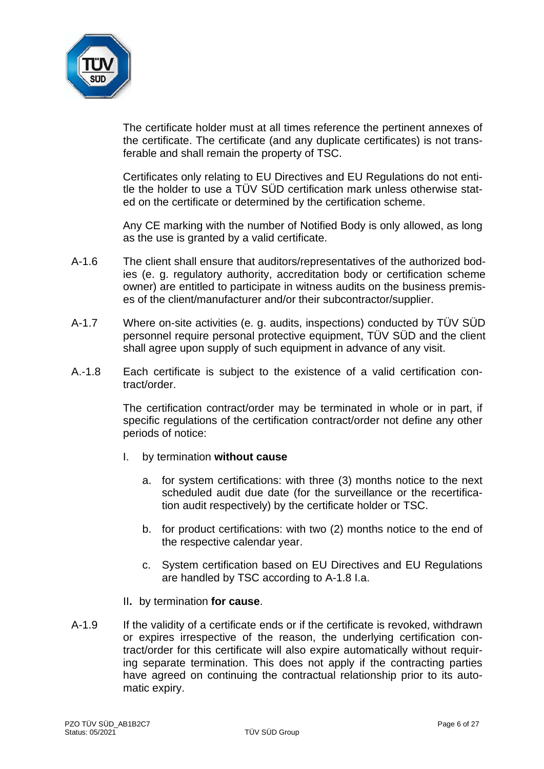The certificate holder must at all times reference the pertinent annexes of the certificate. The certificate (and any duplicate certificates) is not transferable and shall remain the property of TSC.

Certificates only relating to EU Directives and EU Regulations do not entitle the holder to use a TÜV SÜD certification mark unless otherwise stated on the certificate or determined by the certification scheme.

Any CE marking with the number of Notified Body is only allowed, as long as the use is granted by a valid certificate.

A-1.6 The client shall ensure that auditors/representatives of the authorized bodies (e. g. regulatory authority, accreditation body or certification scheme owner) are entitled to participate in witness audits on the business premises of the client/manufacturer and/or their subcontractor/supplier.

A-1.7 Where on-site activities (e. g. audits, inspections) conducted by TÜV SÜD personnel require personal protective equipment, TÜV SÜD and the client shall agree upon supply of such equipment in advance of any visit.

A.-1.8 Each certificate is subject to the existence of a valid certification contract/order.

The certification contract/order may be terminated in whole or in part, if specific regulations of the certification contract/order not define any other periods of notice:

I. by termination **without cause**

   a. for system certifications: with three (3) months notice to the next scheduled audit due date (for the surveillance or the recertification audit respectively) by the certificate holder or TSC.

   b. for product certifications: with two (2) months notice to the end of the respective calendar year.

   c. System certification based on EU Directives and EU Regulations are handled by TSC according to A-1.8 I.a.

II**.** by termination **for cause**.

A-1.9 If the validity of a certificate ends or if the certificate is revoked, withdrawn or expires irrespective of the reason, the underlying certification contract/order for this certificate will also expire automatically without requiring separate termination. This does not apply if the contracting parties have agreed on continuing the contractual relationship prior to its automatic expiry.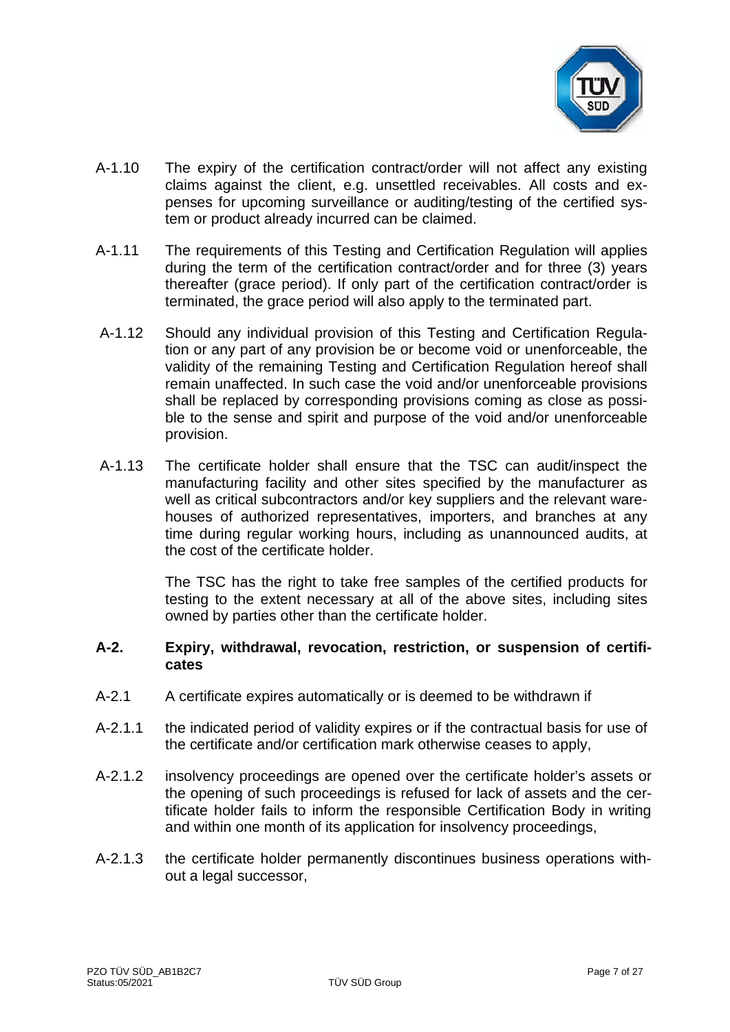A-1.10 The expiry of the certification contract/order will not affect any existing claims against the client, e.g. unsettled receivables. All costs and expenses for upcoming surveillance or auditing/testing of the certified system or product already incurred can be claimed.

A-1.11 The requirements of this Testing and Certification Regulation will applies during the term of the certification contract/order and for three (3) years thereafter (grace period). If only part of the certification contract/order is terminated, the grace period will also apply to the terminated part.

A-1.12 Should any individual provision of this Testing and Certification Regulation or any part of any provision be or become void or unenforceable, the validity of the remaining Testing and Certification Regulation hereof shall remain unaffected. In such case the void and/or unenforceable provisions shall be replaced by corresponding provisions coming as close as possible to the sense and spirit and purpose of the void and/or unenforceable provision.

A-1.13 The certificate holder shall ensure that the TSC can audit/inspect the manufacturing facility and other sites specified by the manufacturer as well as critical subcontractors and/or key suppliers and the relevant warehouses of authorized representatives, importers, and branches at any time during regular working hours, including as unannounced audits, at the cost of the certificate holder.

The TSC has the right to take free samples of the certified products for testing to the extent necessary at all of the above sites, including sites owned by parties other than the certificate holder.

## A-2. Expiry, withdrawal, revocation, restriction, or suspension of certificates

A-2.1 A certificate expires automatically or is deemed to be withdrawn if

A-2.1.1 the indicated period of validity expires or if the contractual basis for use of the certificate and/or certification mark otherwise ceases to apply,

A-2.1.2 insolvency proceedings are opened over the certificate holder's assets or the opening of such proceedings is refused for lack of assets and the certificate holder fails to inform the responsible Certification Body in writing and within one month of its application for insolvency proceedings,

A-2.1.3 the certificate holder permanently discontinues business operations without a legal successor,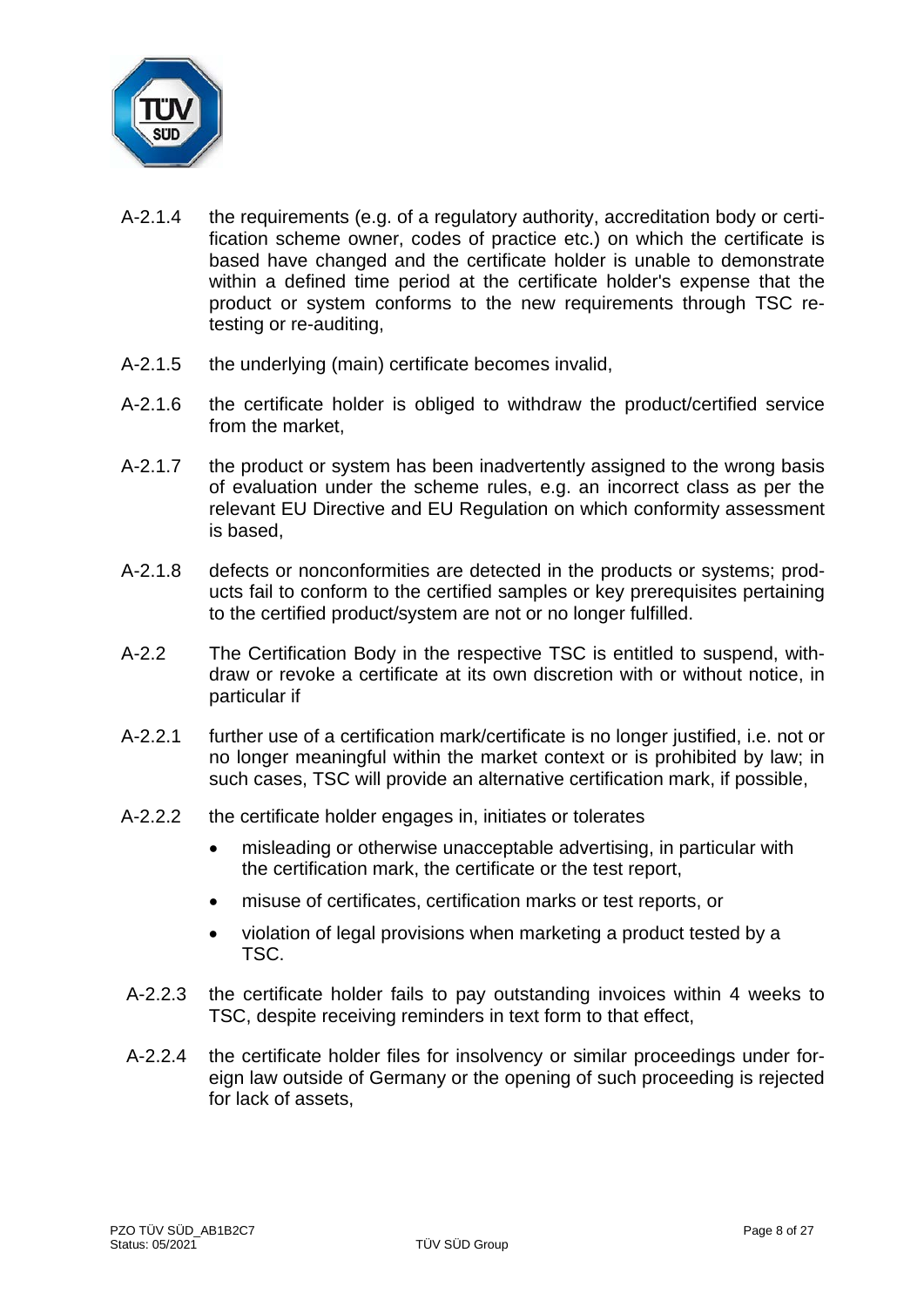A-2.1.4 the requirements (e.g. of a regulatory authority, accreditation body or certification scheme owner, codes of practice etc.) on which the certificate is based have changed and the certificate holder is unable to demonstrate within a defined time period at the certificate holder's expense that the product or system conforms to the new requirements through TSC re-testing or re-auditing,

A-2.1.5 the underlying (main) certificate becomes invalid,

A-2.1.6 the certificate holder is obliged to withdraw the product/certified service from the market,

A-2.1.7 the product or system has been inadvertently assigned to the wrong basis of evaluation under the scheme rules, e.g. an incorrect class as per the relevant EU Directive and EU Regulation on which conformity assessment is based,

A-2.1.8 defects or nonconformities are detected in the products or systems; products fail to conform to the certified samples or key prerequisites pertaining to the certified product/system are not or no longer fulfilled.

A-2.2 The Certification Body in the respective TSC is entitled to suspend, withdraw or revoke a certificate at its own discretion with or without notice, in particular if

A-2.2.1 further use of a certification mark/certificate is no longer justified, i.e. not or no longer meaningful within the market context or is prohibited by law; in such cases, TSC will provide an alternative certification mark, if possible,

A-2.2.2 the certificate holder engages in, initiates or tolerates

- misleading or otherwise unacceptable advertising, in particular with the certification mark, the certificate or the test report,
- misuse of certificates, certification marks or test reports, or
- violation of legal provisions when marketing a product tested by a TSC.

A-2.2.3 the certificate holder fails to pay outstanding invoices within 4 weeks to TSC, despite receiving reminders in text form to that effect,

A-2.2.4 the certificate holder files for insolvency or similar proceedings under foreign law outside of Germany or the opening of such proceeding is rejected for lack of assets,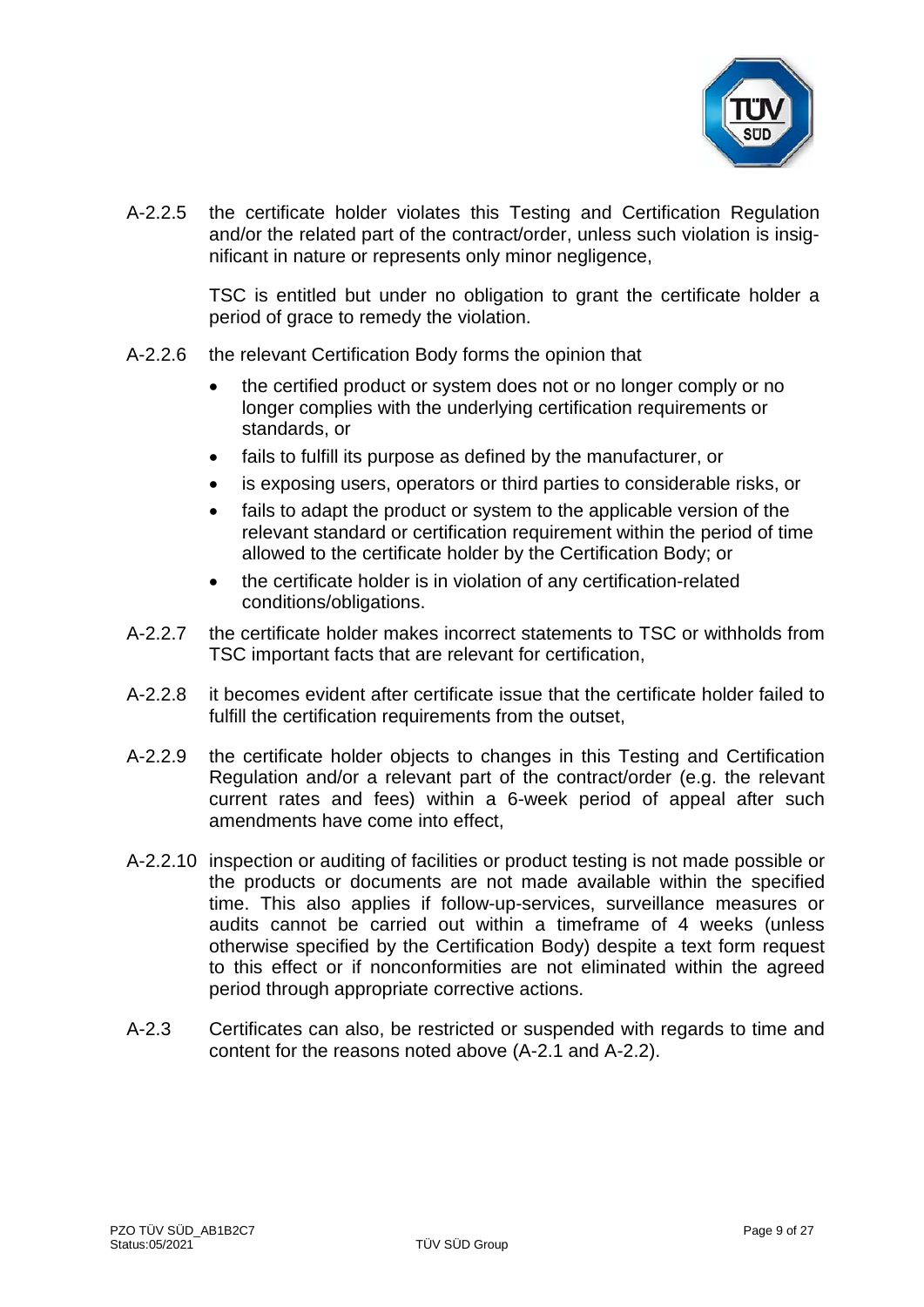A-2.2.5 the certificate holder violates this Testing and Certification Regulation and/or the related part of the contract/order, unless such violation is insignificant in nature or represents only minor negligence,

TSC is entitled but under no obligation to grant the certificate holder a period of grace to remedy the violation.

A-2.2.6 the relevant Certification Body forms the opinion that

- the certified product or system does not or no longer comply or no longer complies with the underlying certification requirements or standards, or
- fails to fulfill its purpose as defined by the manufacturer, or
- is exposing users, operators or third parties to considerable risks, or
- fails to adapt the product or system to the applicable version of the relevant standard or certification requirement within the period of time allowed to the certificate holder by the Certification Body; or
- the certificate holder is in violation of any certification-related conditions/obligations.

A-2.2.7 the certificate holder makes incorrect statements to TSC or withholds from TSC important facts that are relevant for certification,

A-2.2.8 it becomes evident after certificate issue that the certificate holder failed to fulfill the certification requirements from the outset,

A-2.2.9 the certificate holder objects to changes in this Testing and Certification Regulation and/or a relevant part of the contract/order (e.g. the relevant current rates and fees) within a 6-week period of appeal after such amendments have come into effect,

A-2.2.10 inspection or auditing of facilities or product testing is not made possible or the products or documents are not made available within the specified time. This also applies if follow-up-services, surveillance measures or audits cannot be carried out within a timeframe of 4 weeks (unless otherwise specified by the Certification Body) despite a text form request to this effect or if nonconformities are not eliminated within the agreed period through appropriate corrective actions.

A-2.3 Certificates can also, be restricted or suspended with regards to time and content for the reasons noted above (A-2.1 and A-2.2).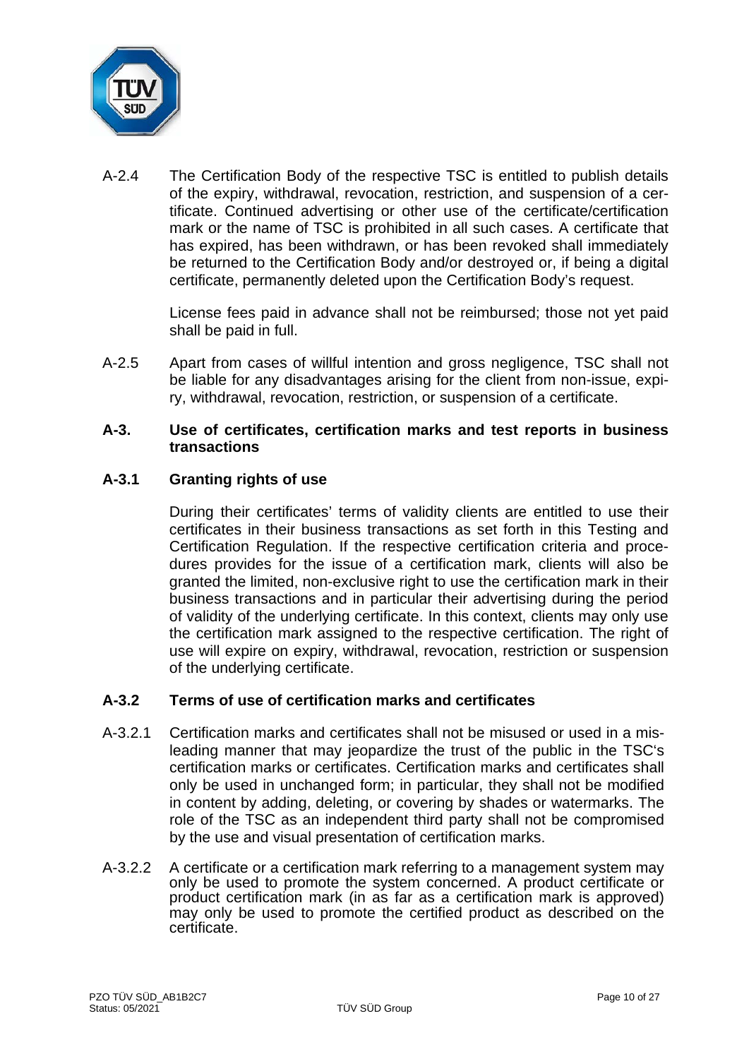A-2.4 The Certification Body of the respective TSC is entitled to publish details of the expiry, withdrawal, revocation, restriction, and suspension of a certificate. Continued advertising or other use of the certificate/certification mark or the name of TSC is prohibited in all such cases. A certificate that has expired, has been withdrawn, or has been revoked shall immediately be returned to the Certification Body and/or destroyed or, if being a digital certificate, permanently deleted upon the Certification Body's request.

License fees paid in advance shall not be reimbursed; those not yet paid shall be paid in full.

A-2.5 Apart from cases of willful intention and gross negligence, TSC shall not be liable for any disadvantages arising for the client from non-issue, expiry, withdrawal, revocation, restriction, or suspension of a certificate.

## A-3. Use of certificates, certification marks and test reports in business transactions

### A-3.1 Granting rights of use

During their certificates' terms of validity clients are entitled to use their certificates in their business transactions as set forth in this Testing and Certification Regulation. If the respective certification criteria and procedures provides for the issue of a certification mark, clients will also be granted the limited, non-exclusive right to use the certification mark in their business transactions and in particular their advertising during the period of validity of the underlying certificate. In this context, clients may only use the certification mark assigned to the respective certification. The right of use will expire on expiry, withdrawal, revocation, restriction or suspension of the underlying certificate.

### A-3.2 Terms of use of certification marks and certificates

A-3.2.1 Certification marks and certificates shall not be misused or used in a misleading manner that may jeopardize the trust of the public in the TSC's certification marks or certificates. Certification marks and certificates shall only be used in unchanged form; in particular, they shall not be modified in content by adding, deleting, or covering by shades or watermarks. The role of the TSC as an independent third party shall not be compromised by the use and visual presentation of certification marks.

A-3.2.2 A certificate or a certification mark referring to a management system may only be used to promote the system concerned. A product certificate or product certification mark (in as far as a certification mark is approved) may only be used to promote the certified product as described on the certificate.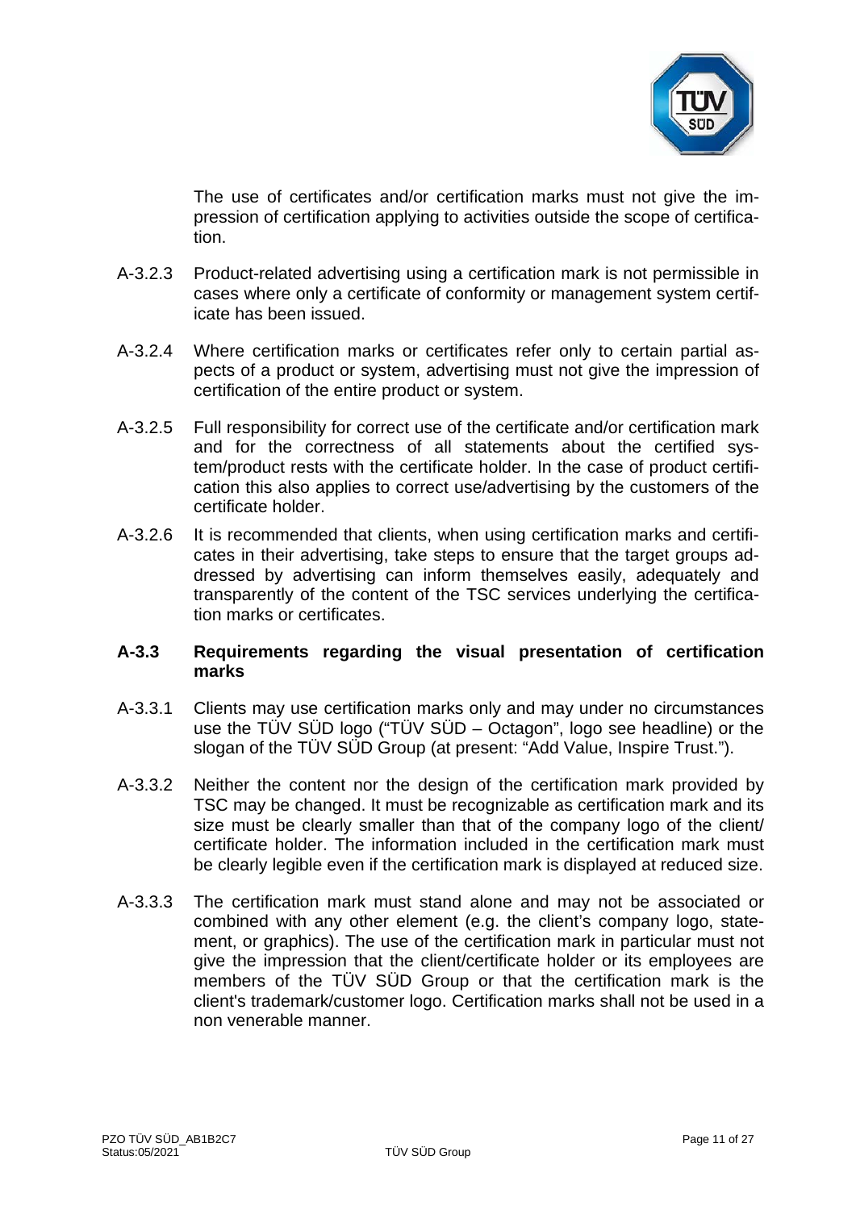The use of certificates and/or certification marks must not give the impression of certification applying to activities outside the scope of certification.

A-3.2.3 Product-related advertising using a certification mark is not permissible in cases where only a certificate of conformity or management system certificate has been issued.

A-3.2.4 Where certification marks or certificates refer only to certain partial aspects of a product or system, advertising must not give the impression of certification of the entire product or system.

A-3.2.5 Full responsibility for correct use of the certificate and/or certification mark and for the correctness of all statements about the certified system/product rests with the certificate holder. In the case of product certification this also applies to correct use/advertising by the customers of the certificate holder.

A-3.2.6 It is recommended that clients, when using certification marks and certificates in their advertising, take steps to ensure that the target groups addressed by advertising can inform themselves easily, adequately and transparently of the content of the TSC services underlying the certification marks or certificates.

### A-3.3 Requirements regarding the visual presentation of certification marks

A-3.3.1 Clients may use certification marks only and may under no circumstances use the TÜV SÜD logo ("TÜV SÜD – Octagon", logo see headline) or the slogan of the TÜV SÜD Group (at present: "Add Value, Inspire Trust.").

A-3.3.2 Neither the content nor the design of the certification mark provided by TSC may be changed. It must be recognizable as certification mark and its size must be clearly smaller than that of the company logo of the client/ certificate holder. The information included in the certification mark must be clearly legible even if the certification mark is displayed at reduced size.

A-3.3.3 The certification mark must stand alone and may not be associated or combined with any other element (e.g. the client's company logo, statement, or graphics). The use of the certification mark in particular must not give the impression that the client/certificate holder or its employees are members of the TÜV SÜD Group or that the certification mark is the client's trademark/customer logo. Certification marks shall not be used in a non venerable manner.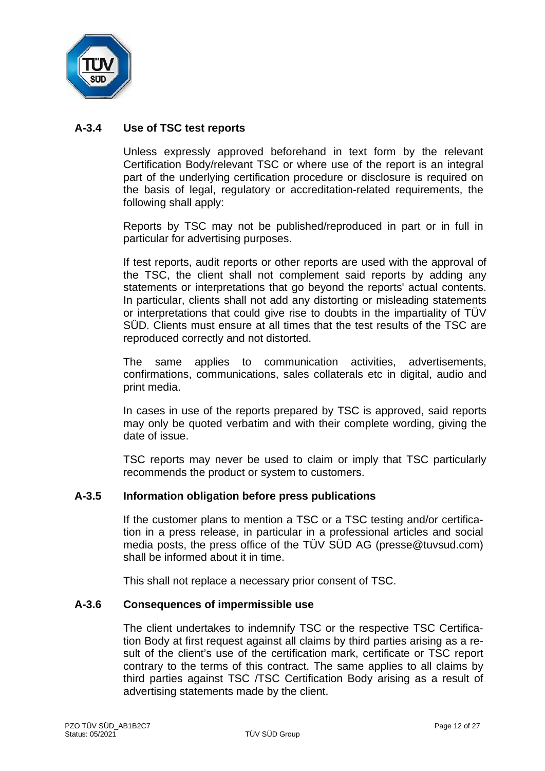### A-3.4 Use of TSC test reports

Unless expressly approved beforehand in text form by the relevant Certification Body/relevant TSC or where use of the report is an integral part of the underlying certification procedure or disclosure is required on the basis of legal, regulatory or accreditation-related requirements, the following shall apply:

Reports by TSC may not be published/reproduced in part or in full in particular for advertising purposes.

If test reports, audit reports or other reports are used with the approval of the TSC, the client shall not complement said reports by adding any statements or interpretations that go beyond the reports' actual contents. In particular, clients shall not add any distorting or misleading statements or interpretations that could give rise to doubts in the impartiality of TÜV SÜD. Clients must ensure at all times that the test results of the TSC are reproduced correctly and not distorted.

The same applies to communication activities, advertisements, confirmations, communications, sales collaterals etc in digital, audio and print media.

In cases in use of the reports prepared by TSC is approved, said reports may only be quoted verbatim and with their complete wording, giving the date of issue.

TSC reports may never be used to claim or imply that TSC particularly recommends the product or system to customers.

### A-3.5 Information obligation before press publications

If the customer plans to mention a TSC or a TSC testing and/or certification in a press release, in particular in a professional articles and social media posts, the press office of the TÜV SÜD AG (presse@tuvsud.com) shall be informed about it in time.

This shall not replace a necessary prior consent of TSC.

### A-3.6 Consequences of impermissible use

The client undertakes to indemnify TSC or the respective TSC Certification Body at first request against all claims by third parties arising as a result of the client's use of the certification mark, certificate or TSC report contrary to the terms of this contract. The same applies to all claims by third parties against TSC /TSC Certification Body arising as a result of advertising statements made by the client.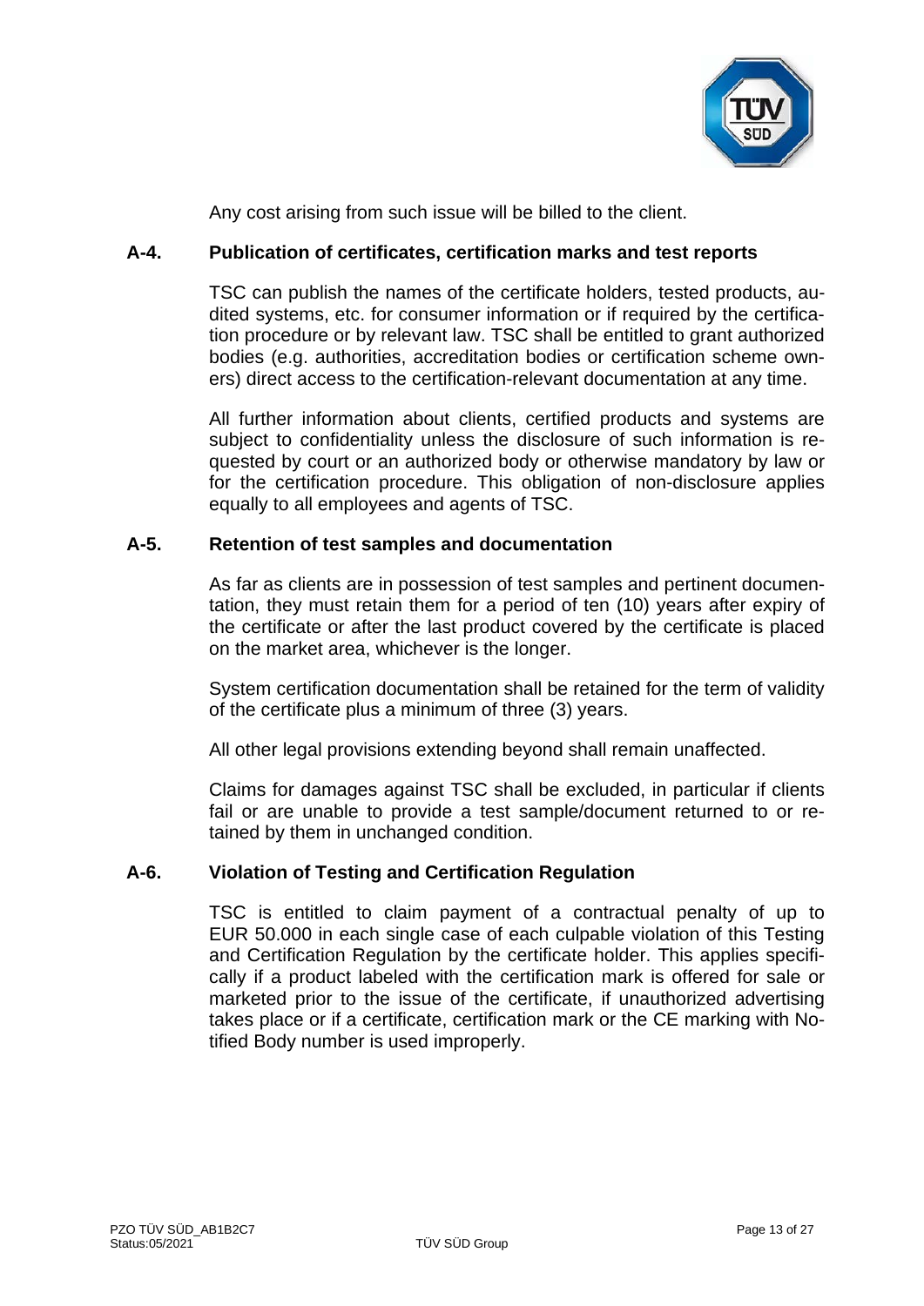Any cost arising from such issue will be billed to the client.

## A-4. Publication of certificates, certification marks and test reports

TSC can publish the names of the certificate holders, tested products, audited systems, etc. for consumer information or if required by the certification procedure or by relevant law. TSC shall be entitled to grant authorized bodies (e.g. authorities, accreditation bodies or certification scheme owners) direct access to the certification-relevant documentation at any time.

All further information about clients, certified products and systems are subject to confidentiality unless the disclosure of such information is requested by court or an authorized body or otherwise mandatory by law or for the certification procedure. This obligation of non-disclosure applies equally to all employees and agents of TSC.

## A-5. Retention of test samples and documentation

As far as clients are in possession of test samples and pertinent documentation, they must retain them for a period of ten (10) years after expiry of the certificate or after the last product covered by the certificate is placed on the market area, whichever is the longer.

System certification documentation shall be retained for the term of validity of the certificate plus a minimum of three (3) years.

All other legal provisions extending beyond shall remain unaffected.

Claims for damages against TSC shall be excluded, in particular if clients fail or are unable to provide a test sample/document returned to or retained by them in unchanged condition.

## A-6. Violation of Testing and Certification Regulation

TSC is entitled to claim payment of a contractual penalty of up to EUR 50.000 in each single case of each culpable violation of this Testing and Certification Regulation by the certificate holder. This applies specifically if a product labeled with the certification mark is offered for sale or marketed prior to the issue of the certificate, if unauthorized advertising takes place or if a certificate, certification mark or the CE marking with Notified Body number is used improperly.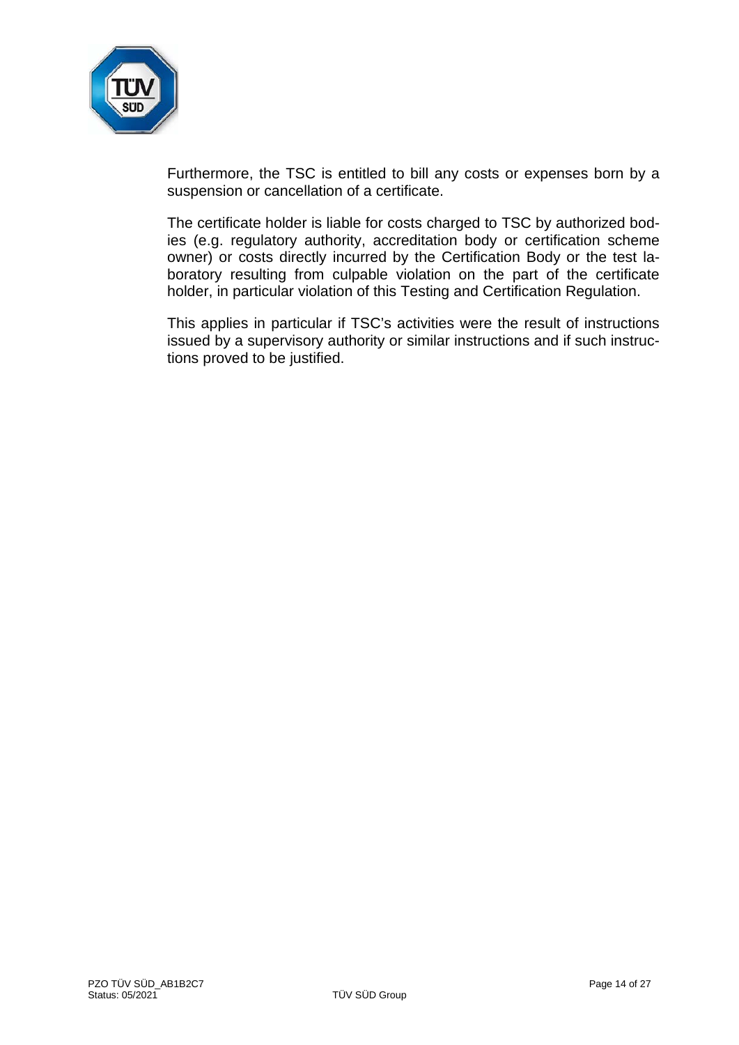Furthermore, the TSC is entitled to bill any costs or expenses born by a suspension or cancellation of a certificate.

The certificate holder is liable for costs charged to TSC by authorized bodies (e.g. regulatory authority, accreditation body or certification scheme owner) or costs directly incurred by the Certification Body or the test laboratory resulting from culpable violation on the part of the certificate holder, in particular violation of this Testing and Certification Regulation.

This applies in particular if TSC's activities were the result of instructions issued by a supervisory authority or similar instructions and if such instructions proved to be justified.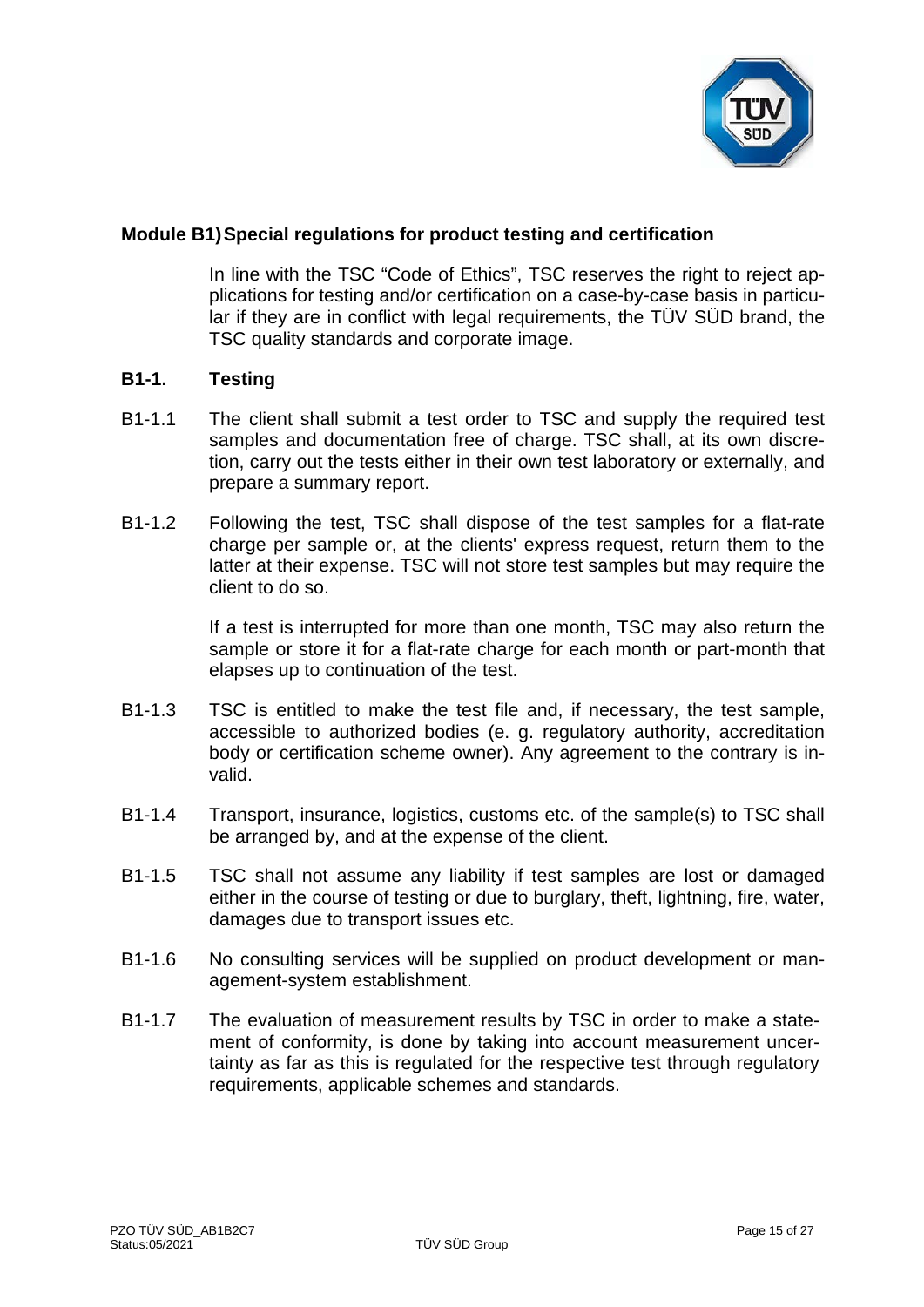## Module B1) Special regulations for product testing and certification

In line with the TSC "Code of Ethics", TSC reserves the right to reject applications for testing and/or certification on a case-by-case basis in particular if they are in conflict with legal requirements, the TÜV SÜD brand, the TSC quality standards and corporate image.

### B1-1. Testing

B1-1.1 The client shall submit a test order to TSC and supply the required test samples and documentation free of charge. TSC shall, at its own discretion, carry out the tests either in their own test laboratory or externally, and prepare a summary report.

B1-1.2 Following the test, TSC shall dispose of the test samples for a flat-rate charge per sample or, at the clients' express request, return them to the latter at their expense. TSC will not store test samples but may require the client to do so.

If a test is interrupted for more than one month, TSC may also return the sample or store it for a flat-rate charge for each month or part-month that elapses up to continuation of the test.

B1-1.3 TSC is entitled to make the test file and, if necessary, the test sample, accessible to authorized bodies (e. g. regulatory authority, accreditation body or certification scheme owner). Any agreement to the contrary is invalid.

B1-1.4 Transport, insurance, logistics, customs etc. of the sample(s) to TSC shall be arranged by, and at the expense of the client.

B1-1.5 TSC shall not assume any liability if test samples are lost or damaged either in the course of testing or due to burglary, theft, lightning, fire, water, damages due to transport issues etc.

B1-1.6 No consulting services will be supplied on product development or management-system establishment.

B1-1.7 The evaluation of measurement results by TSC in order to make a statement of conformity, is done by taking into account measurement uncertainty as far as this is regulated for the respective test through regulatory requirements, applicable schemes and standards.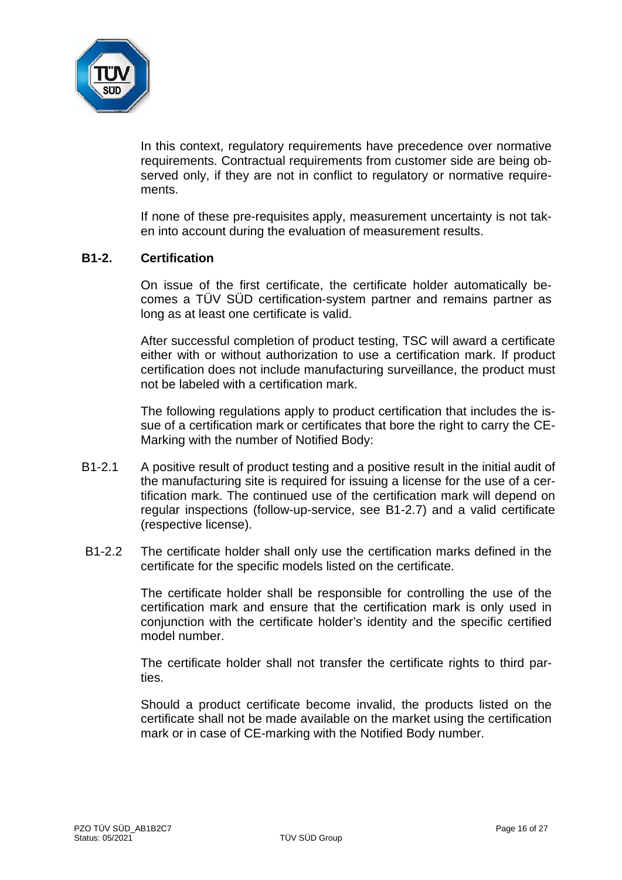In this context, regulatory requirements have precedence over normative requirements. Contractual requirements from customer side are being observed only, if they are not in conflict to regulatory or normative requirements.

If none of these pre-requisites apply, measurement uncertainty is not taken into account during the evaluation of measurement results.

## B1-2. Certification

On issue of the first certificate, the certificate holder automatically becomes a TÜV SÜD certification-system partner and remains partner as long as at least one certificate is valid.

After successful completion of product testing, TSC will award a certificate either with or without authorization to use a certification mark. If product certification does not include manufacturing surveillance, the product must not be labeled with a certification mark.

The following regulations apply to product certification that includes the issue of a certification mark or certificates that bore the right to carry the CE-Marking with the number of Notified Body:

B1-2.1 A positive result of product testing and a positive result in the initial audit of the manufacturing site is required for issuing a license for the use of a certification mark. The continued use of the certification mark will depend on regular inspections (follow-up-service, see B1-2.7) and a valid certificate (respective license).

B1-2.2 The certificate holder shall only use the certification marks defined in the certificate for the specific models listed on the certificate.

The certificate holder shall be responsible for controlling the use of the certification mark and ensure that the certification mark is only used in conjunction with the certificate holder's identity and the specific certified model number.

The certificate holder shall not transfer the certificate rights to third parties.

Should a product certificate become invalid, the products listed on the certificate shall not be made available on the market using the certification mark or in case of CE-marking with the Notified Body number.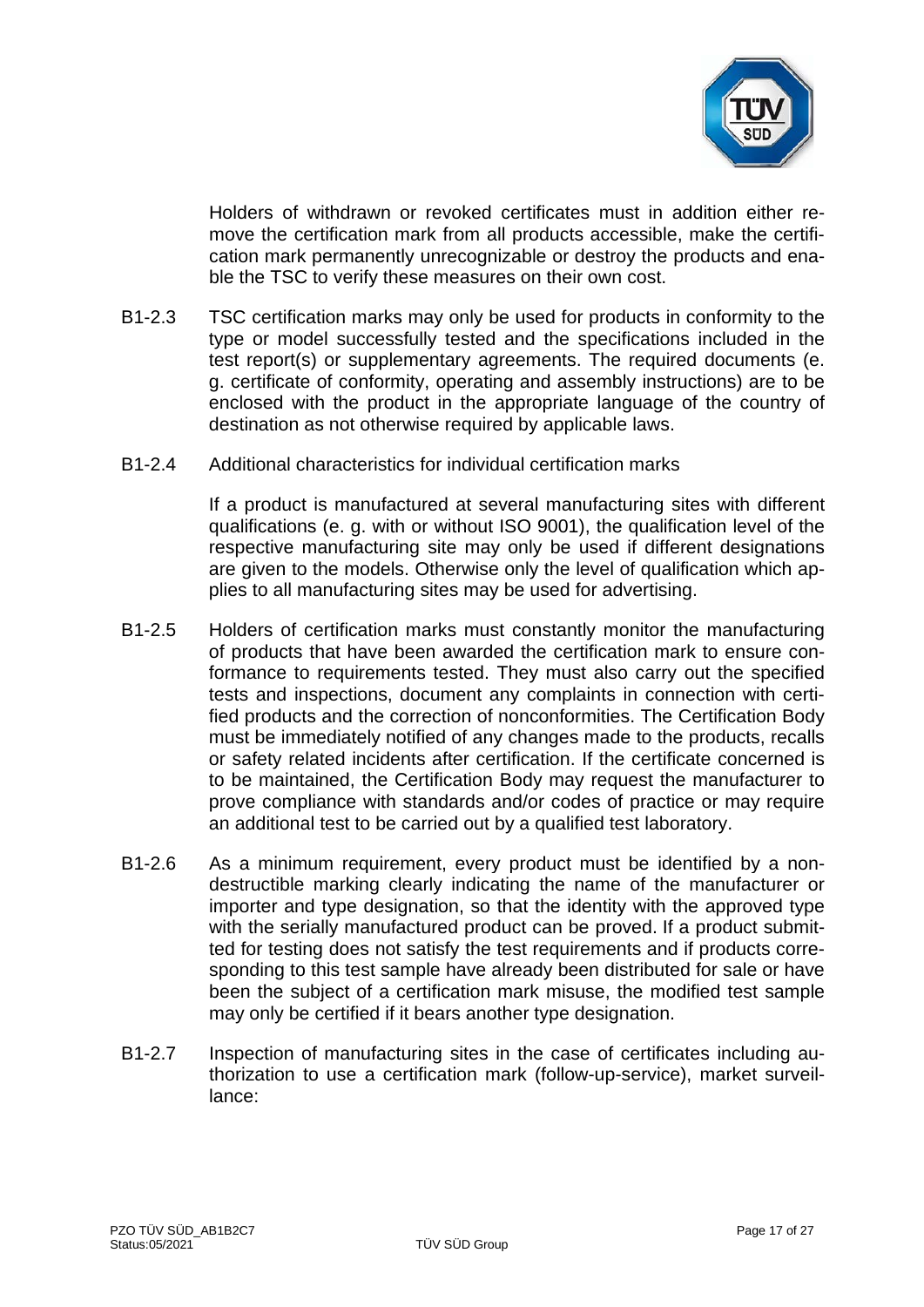Holders of withdrawn or revoked certificates must in addition either remove the certification mark from all products accessible, make the certification mark permanently unrecognizable or destroy the products and enable the TSC to verify these measures on their own cost.

B1-2.3 TSC certification marks may only be used for products in conformity to the type or model successfully tested and the specifications included in the test report(s) or supplementary agreements. The required documents (e. g. certificate of conformity, operating and assembly instructions) are to be enclosed with the product in the appropriate language of the country of destination as not otherwise required by applicable laws.

B1-2.4 Additional characteristics for individual certification marks

If a product is manufactured at several manufacturing sites with different qualifications (e. g. with or without ISO 9001), the qualification level of the respective manufacturing site may only be used if different designations are given to the models. Otherwise only the level of qualification which applies to all manufacturing sites may be used for advertising.

B1-2.5 Holders of certification marks must constantly monitor the manufacturing of products that have been awarded the certification mark to ensure conformance to requirements tested. They must also carry out the specified tests and inspections, document any complaints in connection with certified products and the correction of nonconformities. The Certification Body must be immediately notified of any changes made to the products, recalls or safety related incidents after certification. If the certificate concerned is to be maintained, the Certification Body may request the manufacturer to prove compliance with standards and/or codes of practice or may require an additional test to be carried out by a qualified test laboratory.

B1-2.6 As a minimum requirement, every product must be identified by a non-destructible marking clearly indicating the name of the manufacturer or importer and type designation, so that the identity with the approved type with the serially manufactured product can be proved. If a product submitted for testing does not satisfy the test requirements and if products corresponding to this test sample have already been distributed for sale or have been the subject of a certification mark misuse, the modified test sample may only be certified if it bears another type designation.

B1-2.7 Inspection of manufacturing sites in the case of certificates including authorization to use a certification mark (follow-up-service), market surveillance: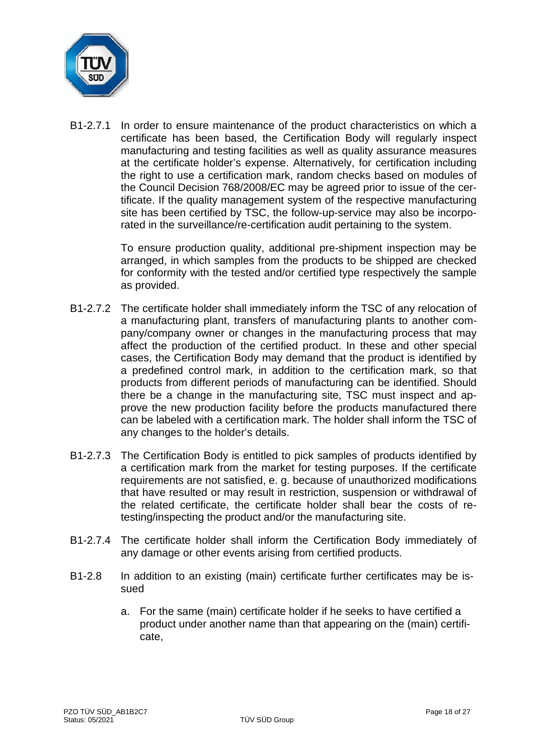B1-2.7.1 In order to ensure maintenance of the product characteristics on which a certificate has been based, the Certification Body will regularly inspect manufacturing and testing facilities as well as quality assurance measures at the certificate holder's expense. Alternatively, for certification including the right to use a certification mark, random checks based on modules of the Council Decision 768/2008/EC may be agreed prior to issue of the certificate. If the quality management system of the respective manufacturing site has been certified by TSC, the follow-up-service may also be incorporated in the surveillance/re-certification audit pertaining to the system.

To ensure production quality, additional pre-shipment inspection may be arranged, in which samples from the products to be shipped are checked for conformity with the tested and/or certified type respectively the sample as provided.

B1-2.7.2 The certificate holder shall immediately inform the TSC of any relocation of a manufacturing plant, transfers of manufacturing plants to another company/company owner or changes in the manufacturing process that may affect the production of the certified product. In these and other special cases, the Certification Body may demand that the product is identified by a predefined control mark, in addition to the certification mark, so that products from different periods of manufacturing can be identified. Should there be a change in the manufacturing site, TSC must inspect and approve the new production facility before the products manufactured there can be labeled with a certification mark. The holder shall inform the TSC of any changes to the holder's details.

B1-2.7.3 The Certification Body is entitled to pick samples of products identified by a certification mark from the market for testing purposes. If the certificate requirements are not satisfied, e. g. because of unauthorized modifications that have resulted or may result in restriction, suspension or withdrawal of the related certificate, the certificate holder shall bear the costs of re-testing/inspecting the product and/or the manufacturing site.

B1-2.7.4 The certificate holder shall inform the Certification Body immediately of any damage or other events arising from certified products.

B1-2.8 In addition to an existing (main) certificate further certificates may be issued

a. For the same (main) certificate holder if he seeks to have certified a product under another name than that appearing on the (main) certificate,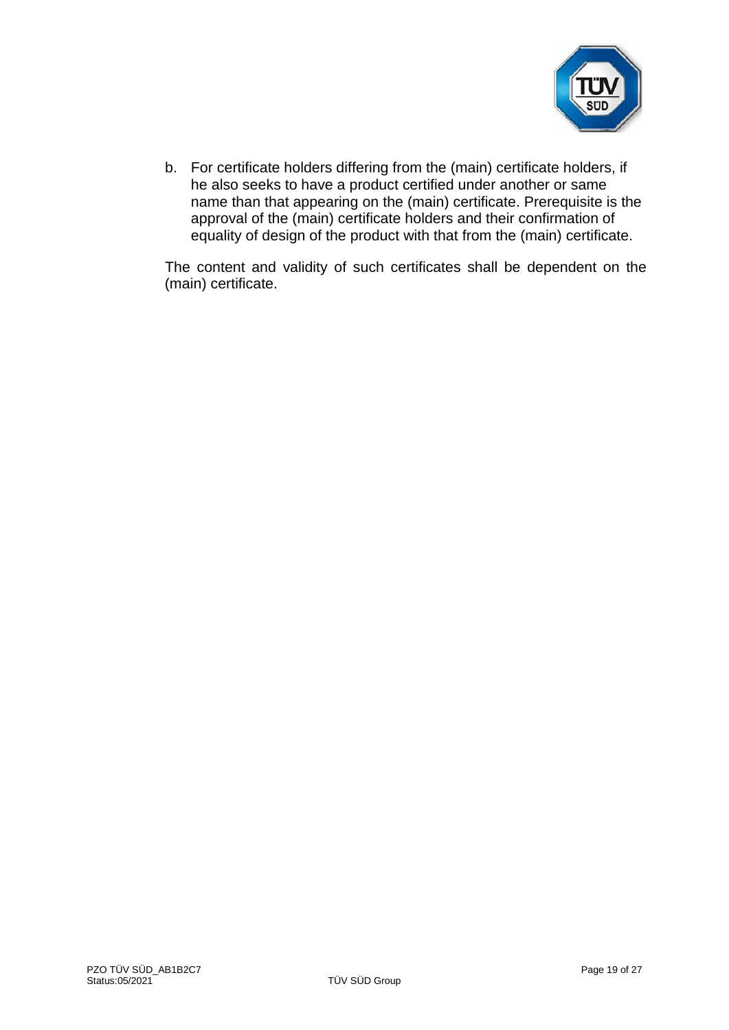b. For certificate holders differing from the (main) certificate holders, if he also seeks to have a product certified under another or same name than that appearing on the (main) certificate. Prerequisite is the approval of the (main) certificate holders and their confirmation of equality of design of the product with that from the (main) certificate.

The content and validity of such certificates shall be dependent on the (main) certificate.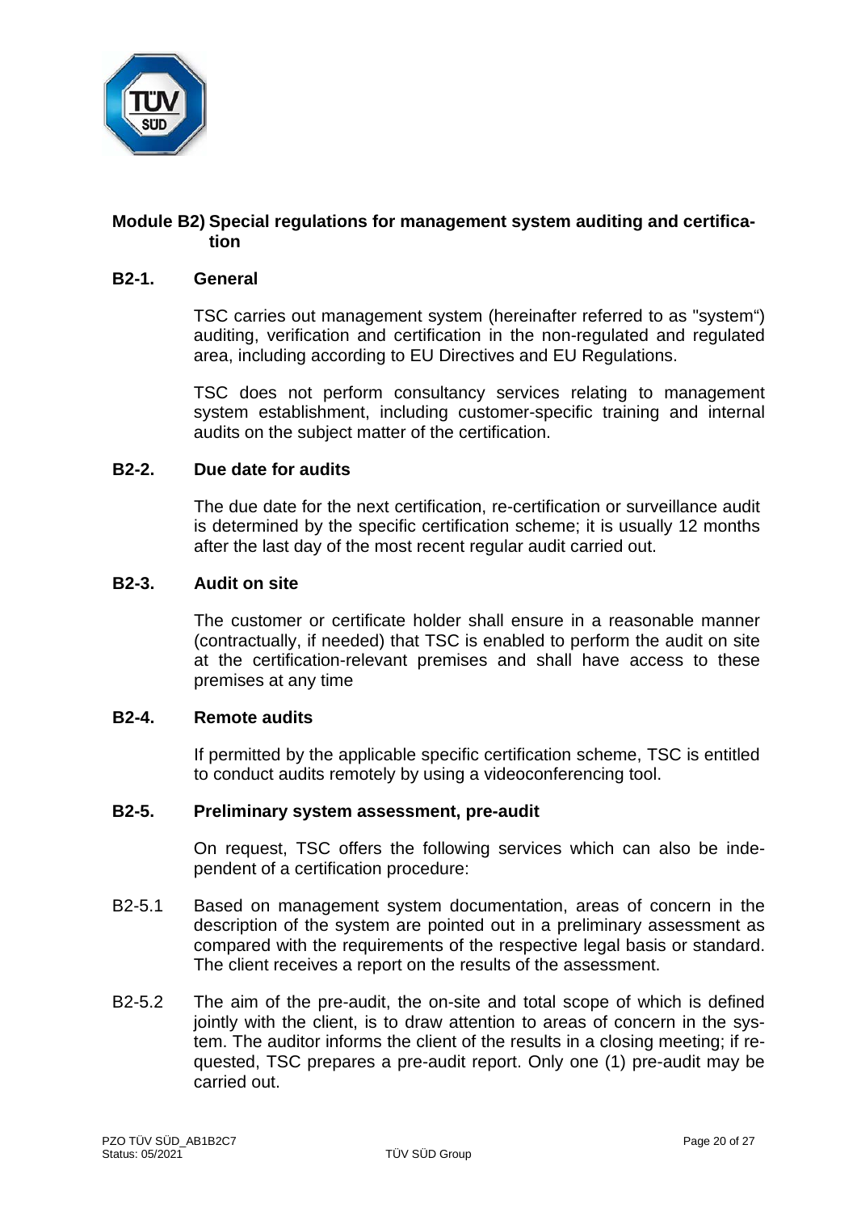## Module B2) Special regulations for management system auditing and certification

### B2-1. General

TSC carries out management system (hereinafter referred to as "system") auditing, verification and certification in the non-regulated and regulated area, including according to EU Directives and EU Regulations.

TSC does not perform consultancy services relating to management system establishment, including customer-specific training and internal audits on the subject matter of the certification.

### B2-2. Due date for audits

The due date for the next certification, re-certification or surveillance audit is determined by the specific certification scheme; it is usually 12 months after the last day of the most recent regular audit carried out.

### B2-3. Audit on site

The customer or certificate holder shall ensure in a reasonable manner (contractually, if needed) that TSC is enabled to perform the audit on site at the certification-relevant premises and shall have access to these premises at any time

### B2-4. Remote audits

If permitted by the applicable specific certification scheme, TSC is entitled to conduct audits remotely by using a videoconferencing tool.

### B2-5. Preliminary system assessment, pre-audit

On request, TSC offers the following services which can also be independent of a certification procedure:

B2-5.1 Based on management system documentation, areas of concern in the description of the system are pointed out in a preliminary assessment as compared with the requirements of the respective legal basis or standard. The client receives a report on the results of the assessment.

B2-5.2 The aim of the pre-audit, the on-site and total scope of which is defined jointly with the client, is to draw attention to areas of concern in the system. The auditor informs the client of the results in a closing meeting; if requested, TSC prepares a pre-audit report. Only one (1) pre-audit may be carried out.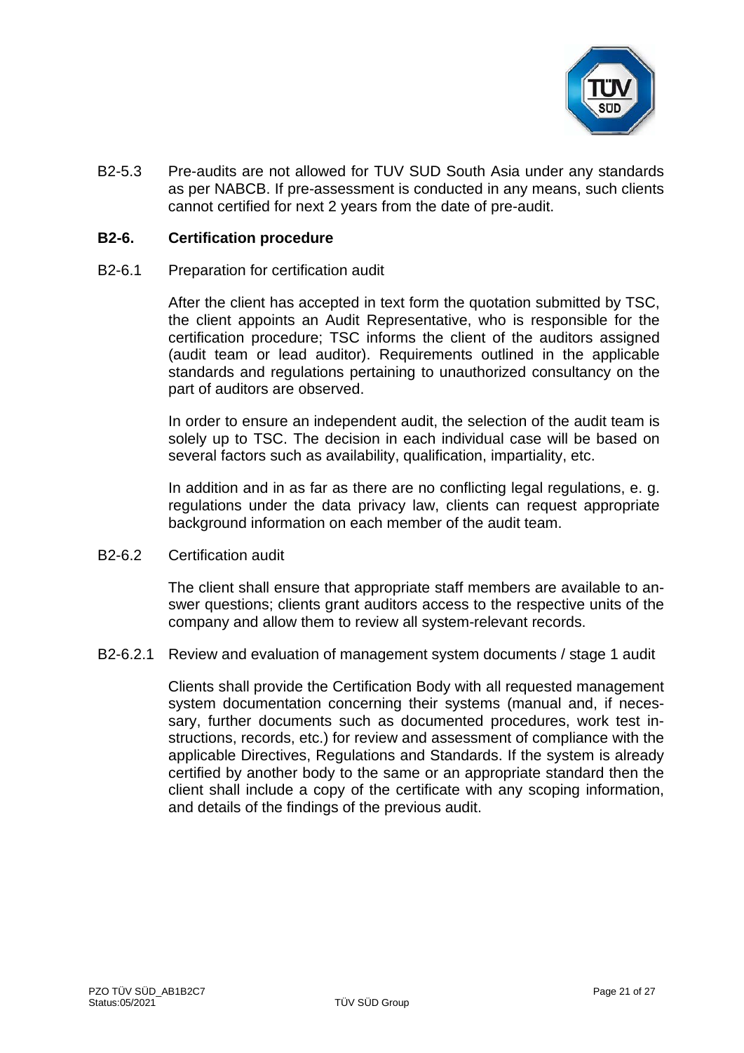B2-5.3 Pre-audits are not allowed for TUV SUD South Asia under any standards as per NABCB. If pre-assessment is conducted in any means, such clients cannot certified for next 2 years from the date of pre-audit.

## B2-6. Certification procedure

B2-6.1 Preparation for certification audit

After the client has accepted in text form the quotation submitted by TSC, the client appoints an Audit Representative, who is responsible for the certification procedure; TSC informs the client of the auditors assigned (audit team or lead auditor). Requirements outlined in the applicable standards and regulations pertaining to unauthorized consultancy on the part of auditors are observed.

In order to ensure an independent audit, the selection of the audit team is solely up to TSC. The decision in each individual case will be based on several factors such as availability, qualification, impartiality, etc.

In addition and in as far as there are no conflicting legal regulations, e. g. regulations under the data privacy law, clients can request appropriate background information on each member of the audit team.

B2-6.2 Certification audit

The client shall ensure that appropriate staff members are available to answer questions; clients grant auditors access to the respective units of the company and allow them to review all system-relevant records.

B2-6.2.1 Review and evaluation of management system documents / stage 1 audit

Clients shall provide the Certification Body with all requested management system documentation concerning their systems (manual and, if necessary, further documents such as documented procedures, work test instructions, records, etc.) for review and assessment of compliance with the applicable Directives, Regulations and Standards. If the system is already certified by another body to the same or an appropriate standard then the client shall include a copy of the certificate with any scoping information, and details of the findings of the previous audit.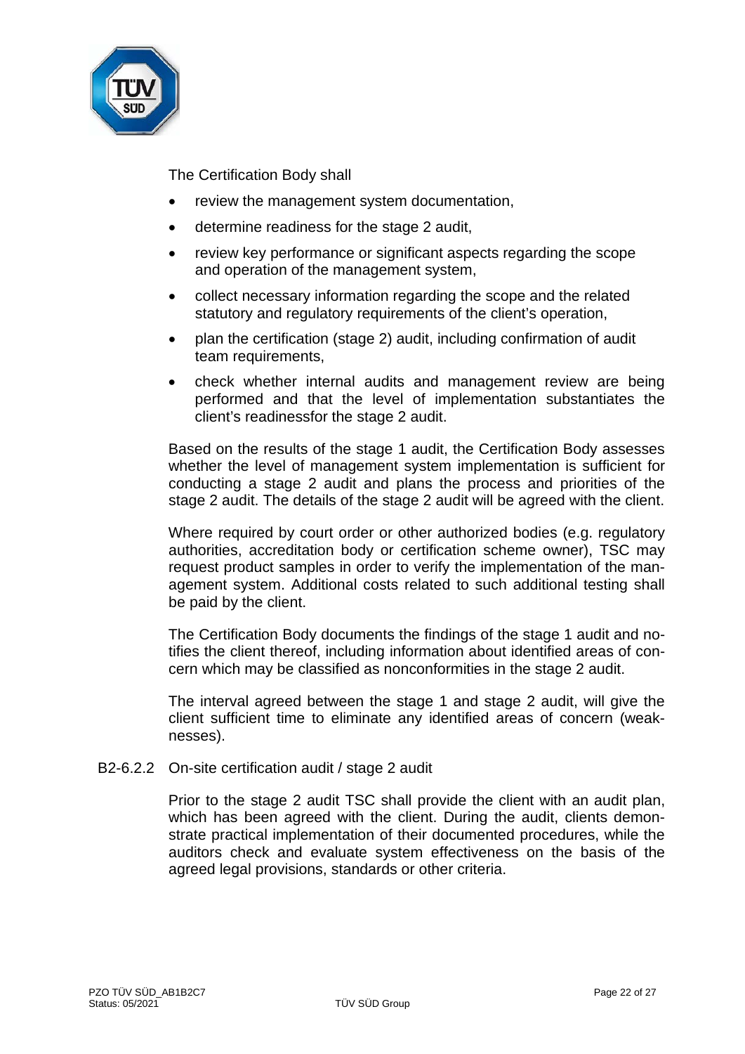The Certification Body shall

- review the management system documentation,
- determine readiness for the stage 2 audit,
- review key performance or significant aspects regarding the scope and operation of the management system,
- collect necessary information regarding the scope and the related statutory and regulatory requirements of the client's operation,
- plan the certification (stage 2) audit, including confirmation of audit team requirements,
- check whether internal audits and management review are being performed and that the level of implementation substantiates the client's readinessfor the stage 2 audit.

Based on the results of the stage 1 audit, the Certification Body assesses whether the level of management system implementation is sufficient for conducting a stage 2 audit and plans the process and priorities of the stage 2 audit. The details of the stage 2 audit will be agreed with the client.

Where required by court order or other authorized bodies (e.g. regulatory authorities, accreditation body or certification scheme owner), TSC may request product samples in order to verify the implementation of the management system. Additional costs related to such additional testing shall be paid by the client.

The Certification Body documents the findings of the stage 1 audit and notifies the client thereof, including information about identified areas of concern which may be classified as nonconformities in the stage 2 audit.

The interval agreed between the stage 1 and stage 2 audit, will give the client sufficient time to eliminate any identified areas of concern (weaknesses).

### B2-6.2.2 On-site certification audit / stage 2 audit

Prior to the stage 2 audit TSC shall provide the client with an audit plan, which has been agreed with the client. During the audit, clients demonstrate practical implementation of their documented procedures, while the auditors check and evaluate system effectiveness on the basis of the agreed legal provisions, standards or other criteria.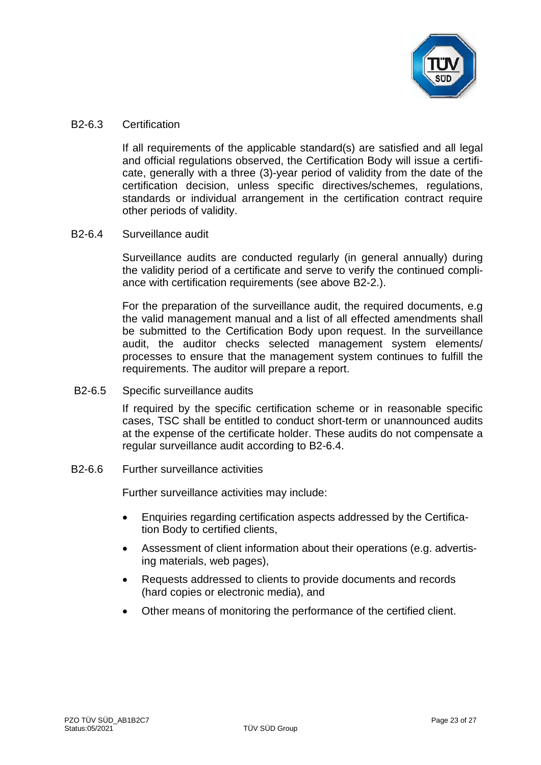### B2-6.3 Certification

If all requirements of the applicable standard(s) are satisfied and all legal and official regulations observed, the Certification Body will issue a certificate, generally with a three (3)-year period of validity from the date of the certification decision, unless specific directives/schemes, regulations, standards or individual arrangement in the certification contract require other periods of validity.

### B2-6.4 Surveillance audit

Surveillance audits are conducted regularly (in general annually) during the validity period of a certificate and serve to verify the continued compliance with certification requirements (see above B2-2.).

For the preparation of the surveillance audit, the required documents, e.g the valid management manual and a list of all effected amendments shall be submitted to the Certification Body upon request. In the surveillance audit, the auditor checks selected management system elements/ processes to ensure that the management system continues to fulfill the requirements. The auditor will prepare a report.

### B2-6.5 Specific surveillance audits

If required by the specific certification scheme or in reasonable specific cases, TSC shall be entitled to conduct short-term or unannounced audits at the expense of the certificate holder. These audits do not compensate a regular surveillance audit according to B2-6.4.

### B2-6.6 Further surveillance activities

Further surveillance activities may include:

- Enquiries regarding certification aspects addressed by the Certification Body to certified clients,
- Assessment of client information about their operations (e.g. advertising materials, web pages),
- Requests addressed to clients to provide documents and records (hard copies or electronic media), and
- Other means of monitoring the performance of the certified client.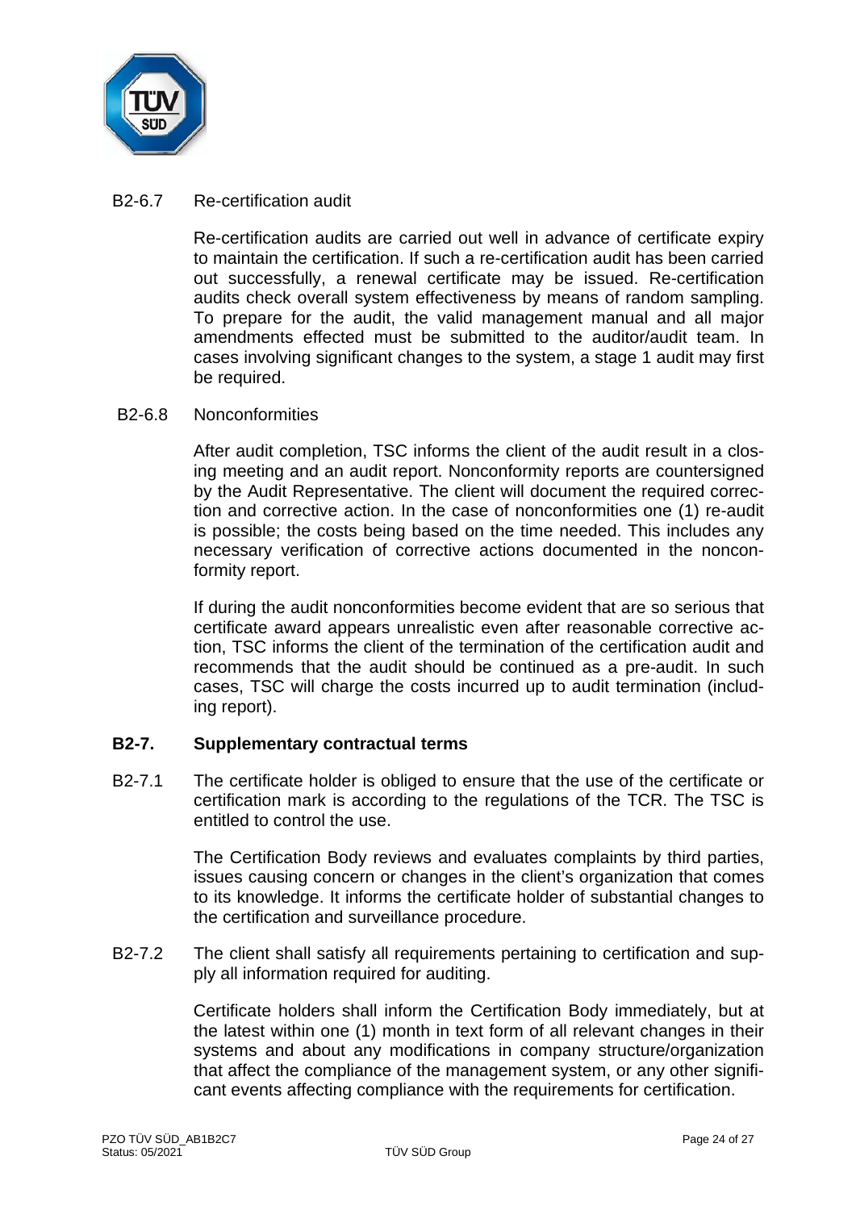B2-6.7 Re-certification audit

Re-certification audits are carried out well in advance of certificate expiry to maintain the certification. If such a re-certification audit has been carried out successfully, a renewal certificate may be issued. Re-certification audits check overall system effectiveness by means of random sampling. To prepare for the audit, the valid management manual and all major amendments effected must be submitted to the auditor/audit team. In cases involving significant changes to the system, a stage 1 audit may first be required.

B2-6.8 Nonconformities

After audit completion, TSC informs the client of the audit result in a closing meeting and an audit report. Nonconformity reports are countersigned by the Audit Representative. The client will document the required correction and corrective action. In the case of nonconformities one (1) re-audit is possible; the costs being based on the time needed. This includes any necessary verification of corrective actions documented in the nonconformity report.

If during the audit nonconformities become evident that are so serious that certificate award appears unrealistic even after reasonable corrective action, TSC informs the client of the termination of the certification audit and recommends that the audit should be continued as a pre-audit. In such cases, TSC will charge the costs incurred up to audit termination (including report).

## B2-7. Supplementary contractual terms

B2-7.1 The certificate holder is obliged to ensure that the use of the certificate or certification mark is according to the regulations of the TCR. The TSC is entitled to control the use.

The Certification Body reviews and evaluates complaints by third parties, issues causing concern or changes in the client's organization that comes to its knowledge. It informs the certificate holder of substantial changes to the certification and surveillance procedure.

B2-7.2 The client shall satisfy all requirements pertaining to certification and supply all information required for auditing.

Certificate holders shall inform the Certification Body immediately, but at the latest within one (1) month in text form of all relevant changes in their systems and about any modifications in company structure/organization that affect the compliance of the management system, or any other significant events affecting compliance with the requirements for certification.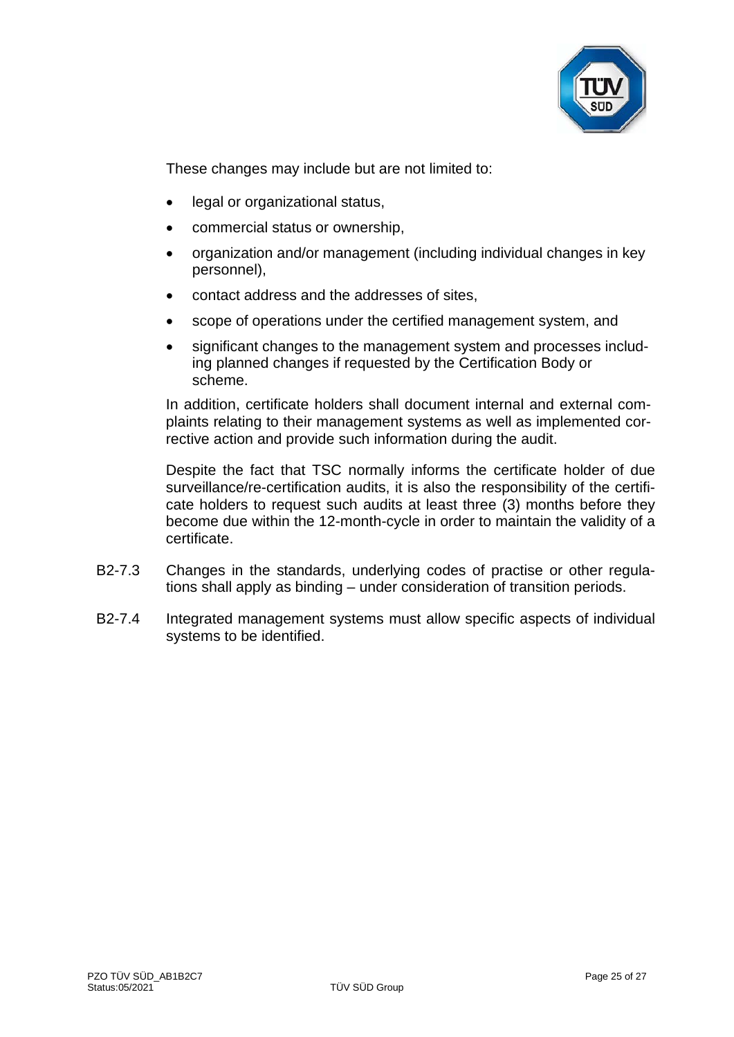These changes may include but are not limited to:

- legal or organizational status,
- commercial status or ownership,
- organization and/or management (including individual changes in key personnel),
- contact address and the addresses of sites,
- scope of operations under the certified management system, and
- significant changes to the management system and processes including planned changes if requested by the Certification Body or scheme.

In addition, certificate holders shall document internal and external complaints relating to their management systems as well as implemented corrective action and provide such information during the audit.

Despite the fact that TSC normally informs the certificate holder of due surveillance/re-certification audits, it is also the responsibility of the certificate holders to request such audits at least three (3) months before they become due within the 12-month-cycle in order to maintain the validity of a certificate.

B2-7.3 Changes in the standards, underlying codes of practise or other regulations shall apply as binding – under consideration of transition periods.

B2-7.4 Integrated management systems must allow specific aspects of individual systems to be identified.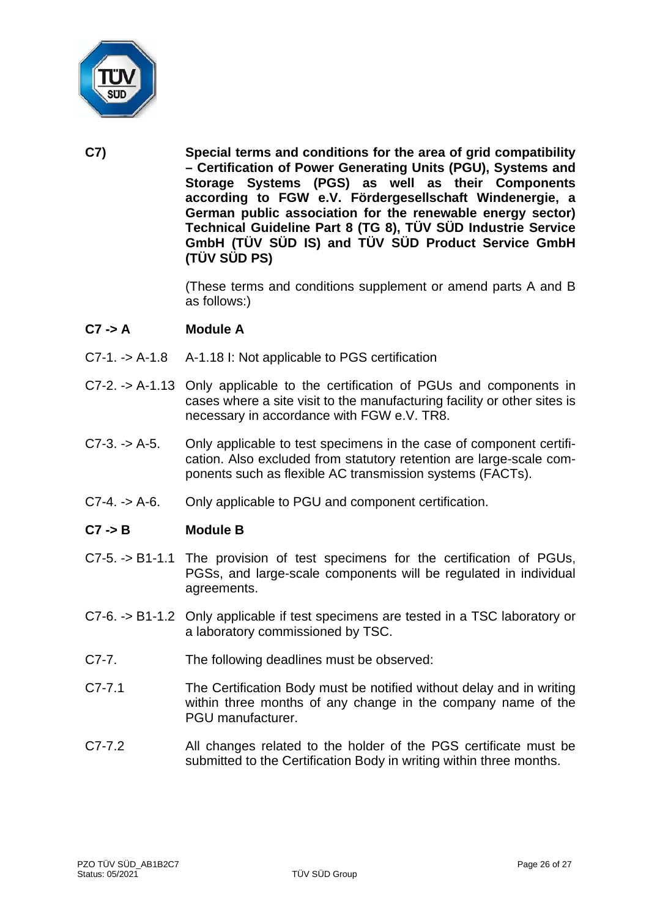**C7)** **Special terms and conditions for the area of grid compatibility – Certification of Power Generating Units (PGU), Systems and Storage Systems (PGS) as well as their Components according to FGW e.V. Fördergesellschaft Windenergie, a German public association for the renewable energy sector) Technical Guideline Part 8 (TG 8), TÜV SÜD Industrie Service GmbH (TÜV SÜD IS) and TÜV SÜD Product Service GmbH (TÜV SÜD PS)**

(These terms and conditions supplement or amend parts A and B as follows:)

**C7 -> A** **Module A**

C7-1. -> A-1.8 A-1.18 I: Not applicable to PGS certification

C7-2. -> A-1.13 Only applicable to the certification of PGUs and components in cases where a site visit to the manufacturing facility or other sites is necessary in accordance with FGW e.V. TR8.

C7-3. -> A-5. Only applicable to test specimens in the case of component certification. Also excluded from statutory retention are large-scale components such as flexible AC transmission systems (FACTs).

C7-4. -> A-6. Only applicable to PGU and component certification.

**C7 -> B** **Module B**

C7-5. -> B1-1.1 The provision of test specimens for the certification of PGUs, PGSs, and large-scale components will be regulated in individual agreements.

C7-6. -> B1-1.2 Only applicable if test specimens are tested in a TSC laboratory or a laboratory commissioned by TSC.

C7-7. The following deadlines must be observed:

C7-7.1 The Certification Body must be notified without delay and in writing within three months of any change in the company name of the PGU manufacturer.

C7-7.2 All changes related to the holder of the PGS certificate must be submitted to the Certification Body in writing within three months.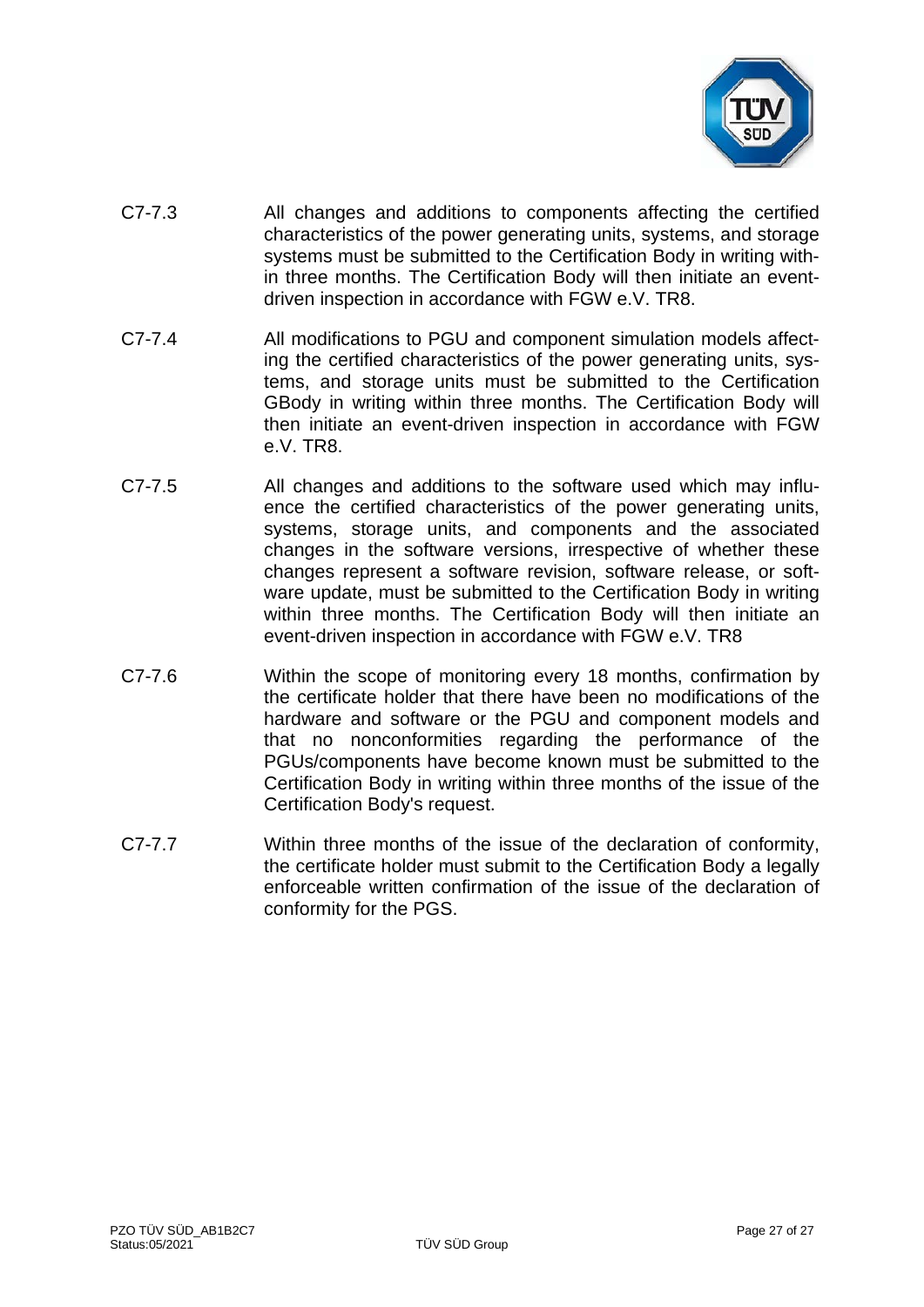C7-7.3 All changes and additions to components affecting the certified characteristics of the power generating units, systems, and storage systems must be submitted to the Certification Body in writing within three months. The Certification Body will then initiate an event-driven inspection in accordance with FGW e.V. TR8.

C7-7.4 All modifications to PGU and component simulation models affecting the certified characteristics of the power generating units, systems, and storage units must be submitted to the Certification GBody in writing within three months. The Certification Body will then initiate an event-driven inspection in accordance with FGW e.V. TR8.

C7-7.5 All changes and additions to the software used which may influence the certified characteristics of the power generating units, systems, storage units, and components and the associated changes in the software versions, irrespective of whether these changes represent a software revision, software release, or software update, must be submitted to the Certification Body in writing within three months. The Certification Body will then initiate an event-driven inspection in accordance with FGW e.V. TR8

C7-7.6 Within the scope of monitoring every 18 months, confirmation by the certificate holder that there have been no modifications of the hardware and software or the PGU and component models and that no nonconformities regarding the performance of the PGUs/components have become known must be submitted to the Certification Body in writing within three months of the issue of the Certification Body's request.

C7-7.7 Within three months of the issue of the declaration of conformity, the certificate holder must submit to the Certification Body a legally enforceable written confirmation of the issue of the declaration of conformity for the PGS.